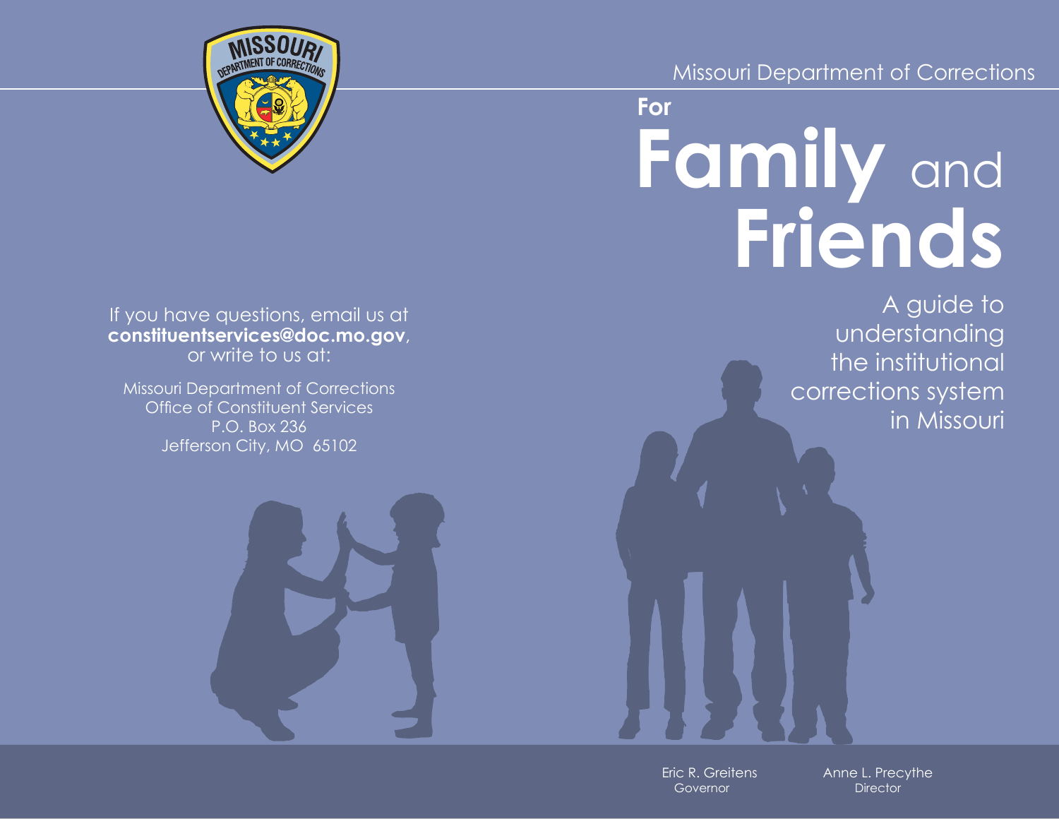Missouri Department of Corrections

# For Family and Friends

A guide to understanding the institutional corrections system in Missouri

If you have questions, email us at **constituentservices@doc.mo.gov**, or write to us at:

Missouri Department of Corrections
Office of Constituent Services
P.O. Box 236
Jefferson City, MO 65102

Eric R. Greitens
Governor

Anne L. Precythe
Director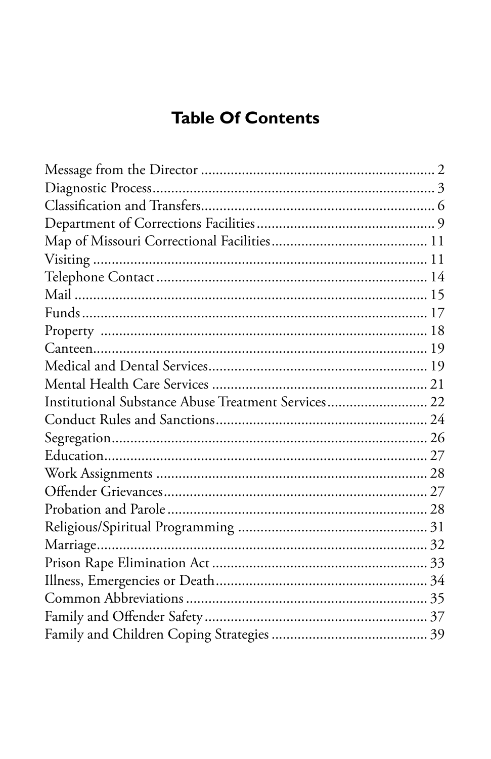## Table Of Contents

Message from the Director ........................................................... 2
Diagnostic Process...................................................................... 3
Classification and Transfers.......................................................... 6
Department of Corrections Facilities ............................................. 9
Map of Missouri Correctional Facilities......................................... 11
Visiting ...................................................................................... 11
Telephone Contact ...................................................................... 14
Mail ........................................................................................... 15
Funds ......................................................................................... 17
Property ..................................................................................... 18
Canteen...................................................................................... 19
Medical and Dental Services........................................................ 19
Mental Health Care Services ........................................................ 21
Institutional Substance Abuse Treatment Services.......................... 22
Conduct Rules and Sanctions........................................................ 24
Segregation................................................................................. 26
Education.................................................................................... 27
Work Assignments ...................................................................... 28
Offender Grievances.................................................................... 27
Probation and Parole ................................................................... 28
Religious/Spiritual Programming ................................................. 31
Marriage..................................................................................... 32
Prison Rape Elimination Act ........................................................ 33
Illness, Emergencies or Death....................................................... 34
Common Abbreviations ............................................................... 35
Family and Offender Safety .......................................................... 37
Family and Children Coping Strategies ......................................... 39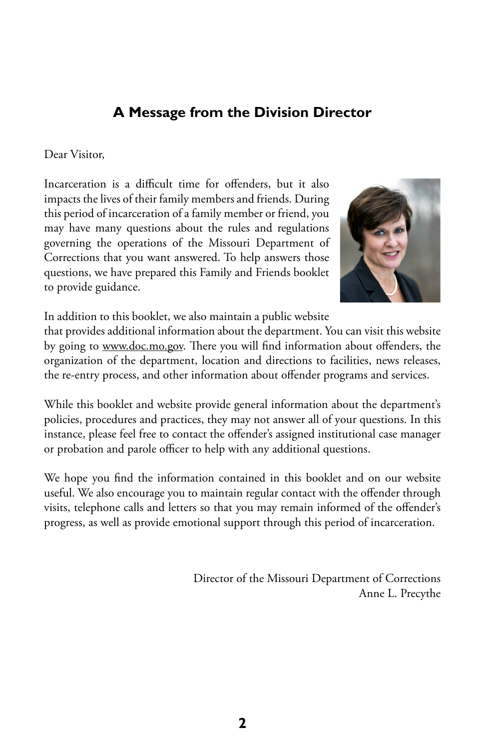## A Message from the Division Director

Dear Visitor,

Incarceration is a difficult time for offenders, but it also impacts the lives of their family members and friends. During this period of incarceration of a family member or friend, you may have many questions about the rules and regulations governing the operations of the Missouri Department of Corrections that you want answered. To help answers those questions, we have prepared this Family and Friends booklet to provide guidance.

In addition to this booklet, we also maintain a public website that provides additional information about the department. You can visit this website by going to www.doc.mo.gov. There you will find information about offenders, the organization of the department, location and directions to facilities, news releases, the re-entry process, and other information about offender programs and services.

While this booklet and website provide general information about the department's policies, procedures and practices, they may not answer all of your questions. In this instance, please feel free to contact the offender's assigned institutional case manager or probation and parole officer to help with any additional questions.

We hope you find the information contained in this booklet and on our website useful. We also encourage you to maintain regular contact with the offender through visits, telephone calls and letters so that you may remain informed of the offender's progress, as well as provide emotional support through this period of incarceration.

Director of the Missouri Department of Corrections
Anne L. Precythe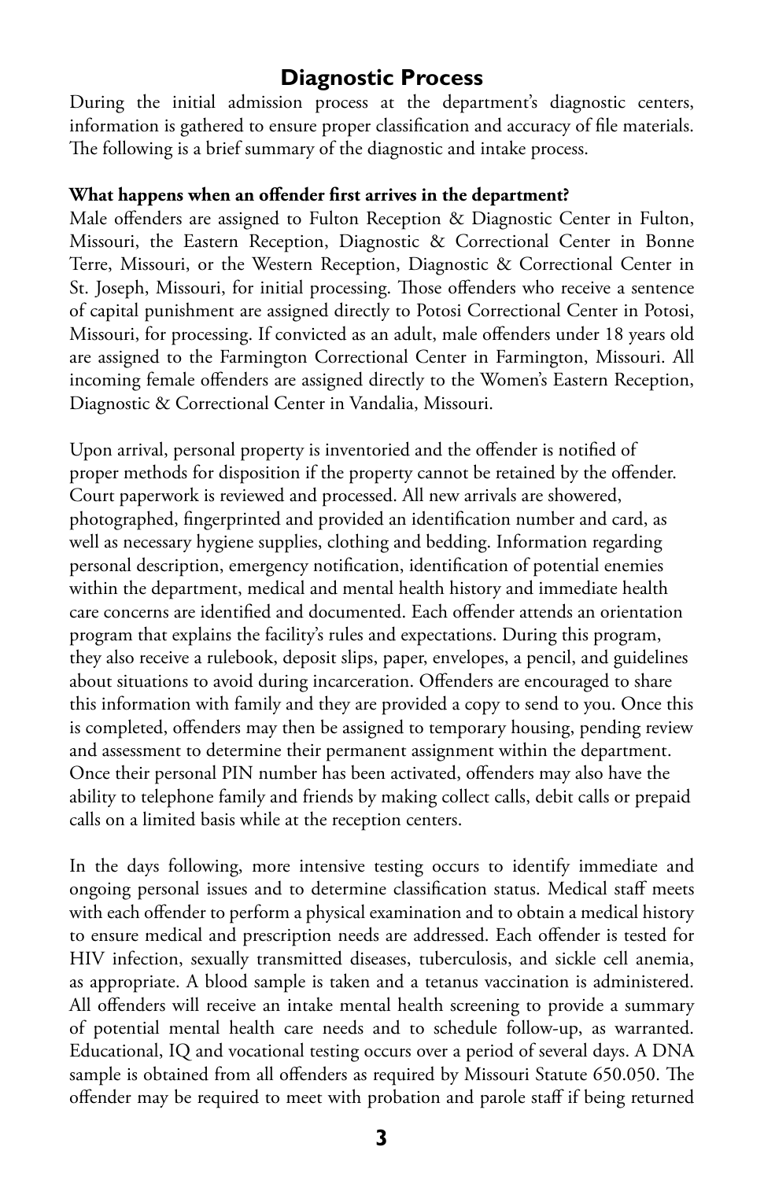## Diagnostic Process

During the initial admission process at the department's diagnostic centers, information is gathered to ensure proper classification and accuracy of file materials. The following is a brief summary of the diagnostic and intake process.

**What happens when an offender first arrives in the department?**

Male offenders are assigned to Fulton Reception & Diagnostic Center in Fulton, Missouri, the Eastern Reception, Diagnostic & Correctional Center in Bonne Terre, Missouri, or the Western Reception, Diagnostic & Correctional Center in St. Joseph, Missouri, for initial processing. Those offenders who receive a sentence of capital punishment are assigned directly to Potosi Correctional Center in Potosi, Missouri, for processing. If convicted as an adult, male offenders under 18 years old are assigned to the Farmington Correctional Center in Farmington, Missouri. All incoming female offenders are assigned directly to the Women's Eastern Reception, Diagnostic & Correctional Center in Vandalia, Missouri.

Upon arrival, personal property is inventoried and the offender is notified of proper methods for disposition if the property cannot be retained by the offender. Court paperwork is reviewed and processed. All new arrivals are showered, photographed, fingerprinted and provided an identification number and card, as well as necessary hygiene supplies, clothing and bedding. Information regarding personal description, emergency notification, identification of potential enemies within the department, medical and mental health history and immediate health care concerns are identified and documented. Each offender attends an orientation program that explains the facility's rules and expectations. During this program, they also receive a rulebook, deposit slips, paper, envelopes, a pencil, and guidelines about situations to avoid during incarceration. Offenders are encouraged to share this information with family and they are provided a copy to send to you. Once this is completed, offenders may then be assigned to temporary housing, pending review and assessment to determine their permanent assignment within the department. Once their personal PIN number has been activated, offenders may also have the ability to telephone family and friends by making collect calls, debit calls or prepaid calls on a limited basis while at the reception centers.

In the days following, more intensive testing occurs to identify immediate and ongoing personal issues and to determine classification status. Medical staff meets with each offender to perform a physical examination and to obtain a medical history to ensure medical and prescription needs are addressed. Each offender is tested for HIV infection, sexually transmitted diseases, tuberculosis, and sickle cell anemia, as appropriate. A blood sample is taken and a tetanus vaccination is administered. All offenders will receive an intake mental health screening to provide a summary of potential mental health care needs and to schedule follow-up, as warranted. Educational, IQ and vocational testing occurs over a period of several days. A DNA sample is obtained from all offenders as required by Missouri Statute 650.050. The offender may be required to meet with probation and parole staff if being returned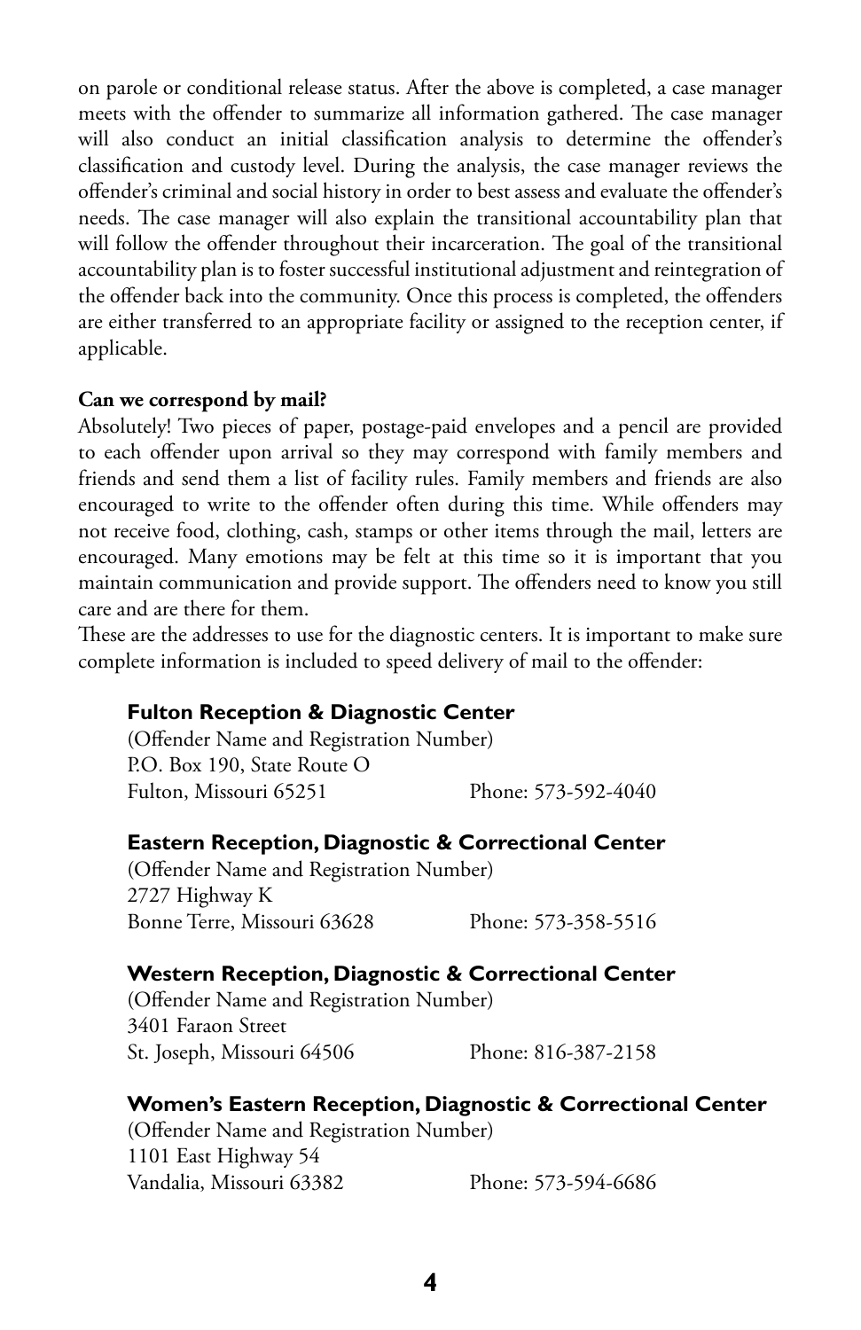on parole or conditional release status. After the above is completed, a case manager meets with the offender to summarize all information gathered. The case manager will also conduct an initial classification analysis to determine the offender's classification and custody level. During the analysis, the case manager reviews the offender's criminal and social history in order to best assess and evaluate the offender's needs. The case manager will also explain the transitional accountability plan that will follow the offender throughout their incarceration. The goal of the transitional accountability plan is to foster successful institutional adjustment and reintegration of the offender back into the community. Once this process is completed, the offenders are either transferred to an appropriate facility or assigned to the reception center, if applicable.

**Can we correspond by mail?**

Absolutely! Two pieces of paper, postage-paid envelopes and a pencil are provided to each offender upon arrival so they may correspond with family members and friends and send them a list of facility rules. Family members and friends are also encouraged to write to the offender often during this time. While offenders may not receive food, clothing, cash, stamps or other items through the mail, letters are encouraged. Many emotions may be felt at this time so it is important that you maintain communication and provide support. The offenders need to know you still care and are there for them.

These are the addresses to use for the diagnostic centers. It is important to make sure complete information is included to speed delivery of mail to the offender:

**Fulton Reception & Diagnostic Center**
(Offender Name and Registration Number)
P.O. Box 190, State Route O
Fulton, Missouri 65251 Phone: 573-592-4040

**Eastern Reception, Diagnostic & Correctional Center**
(Offender Name and Registration Number)
2727 Highway K
Bonne Terre, Missouri 63628 Phone: 573-358-5516

**Western Reception, Diagnostic & Correctional Center**
(Offender Name and Registration Number)
3401 Faraon Street
St. Joseph, Missouri 64506 Phone: 816-387-2158

**Women's Eastern Reception, Diagnostic & Correctional Center**
(Offender Name and Registration Number)
1101 East Highway 54
Vandalia, Missouri 63382 Phone: 573-594-6686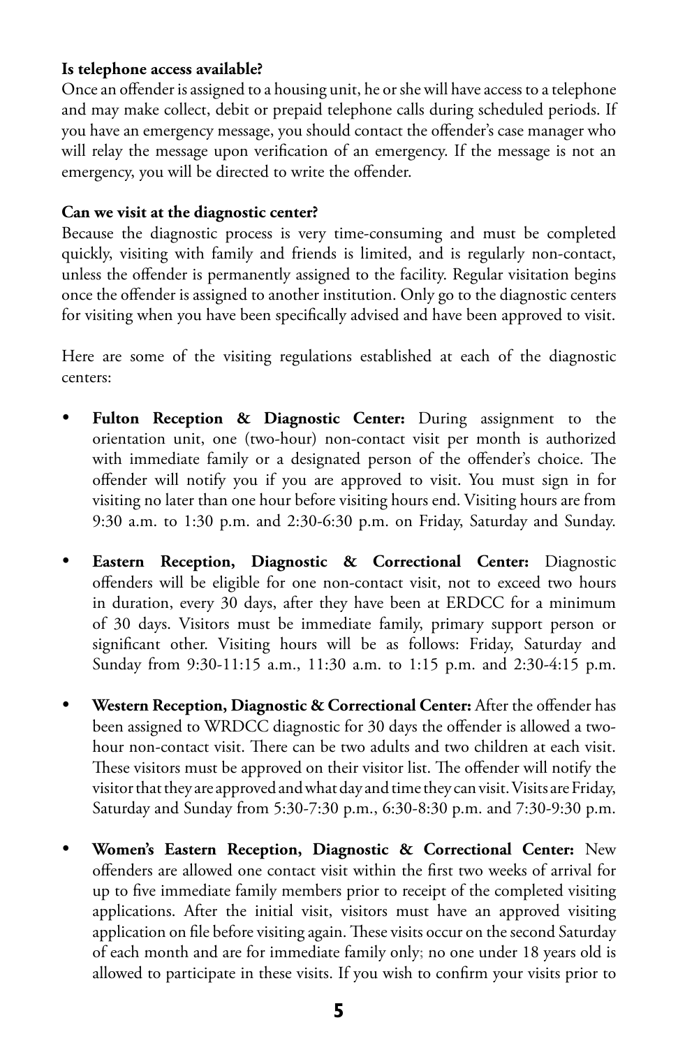**Is telephone access available?**

Once an offender is assigned to a housing unit, he or she will have access to a telephone and may make collect, debit or prepaid telephone calls during scheduled periods. If you have an emergency message, you should contact the offender's case manager who will relay the message upon verification of an emergency. If the message is not an emergency, you will be directed to write the offender.

**Can we visit at the diagnostic center?**

Because the diagnostic process is very time-consuming and must be completed quickly, visiting with family and friends is limited, and is regularly non-contact, unless the offender is permanently assigned to the facility. Regular visitation begins once the offender is assigned to another institution. Only go to the diagnostic centers for visiting when you have been specifically advised and have been approved to visit.

Here are some of the visiting regulations established at each of the diagnostic centers:

- **Fulton Reception & Diagnostic Center:** During assignment to the orientation unit, one (two-hour) non-contact visit per month is authorized with immediate family or a designated person of the offender's choice. The offender will notify you if you are approved to visit. You must sign in for visiting no later than one hour before visiting hours end. Visiting hours are from 9:30 a.m. to 1:30 p.m. and 2:30-6:30 p.m. on Friday, Saturday and Sunday.

- **Eastern Reception, Diagnostic & Correctional Center:** Diagnostic offenders will be eligible for one non-contact visit, not to exceed two hours in duration, every 30 days, after they have been at ERDCC for a minimum of 30 days. Visitors must be immediate family, primary support person or significant other. Visiting hours will be as follows: Friday, Saturday and Sunday from 9:30-11:15 a.m., 11:30 a.m. to 1:15 p.m. and 2:30-4:15 p.m.

- **Western Reception, Diagnostic & Correctional Center:** After the offender has been assigned to WRDCC diagnostic for 30 days the offender is allowed a two-hour non-contact visit. There can be two adults and two children at each visit. These visitors must be approved on their visitor list. The offender will notify the visitor that they are approved and what day and time they can visit. Visits are Friday, Saturday and Sunday from 5:30-7:30 p.m., 6:30-8:30 p.m. and 7:30-9:30 p.m.

- **Women's Eastern Reception, Diagnostic & Correctional Center:** New offenders are allowed one contact visit within the first two weeks of arrival for up to five immediate family members prior to receipt of the completed visiting applications. After the initial visit, visitors must have an approved visiting application on file before visiting again. These visits occur on the second Saturday of each month and are for immediate family only; no one under 18 years old is allowed to participate in these visits. If you wish to confirm your visits prior to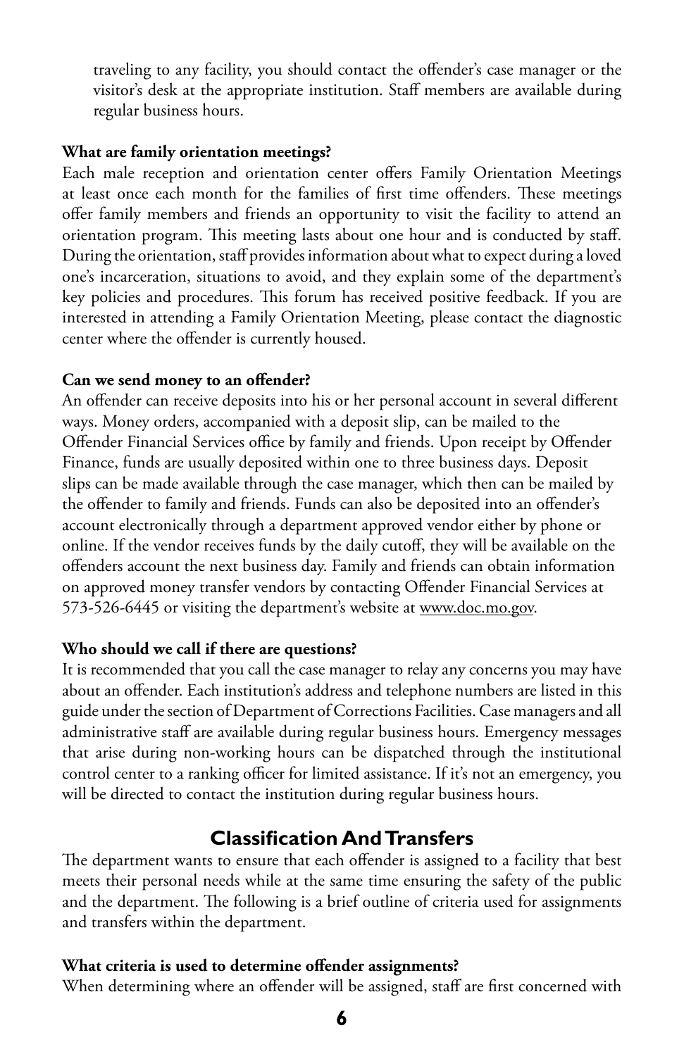traveling to any facility, you should contact the offender's case manager or the visitor's desk at the appropriate institution. Staff members are available during regular business hours.

**What are family orientation meetings?**

Each male reception and orientation center offers Family Orientation Meetings at least once each month for the families of first time offenders. These meetings offer family members and friends an opportunity to visit the facility to attend an orientation program. This meeting lasts about one hour and is conducted by staff. During the orientation, staff provides information about what to expect during a loved one's incarceration, situations to avoid, and they explain some of the department's key policies and procedures. This forum has received positive feedback. If you are interested in attending a Family Orientation Meeting, please contact the diagnostic center where the offender is currently housed.

**Can we send money to an offender?**

An offender can receive deposits into his or her personal account in several different ways. Money orders, accompanied with a deposit slip, can be mailed to the Offender Financial Services office by family and friends. Upon receipt by Offender Finance, funds are usually deposited within one to three business days. Deposit slips can be made available through the case manager, which then can be mailed by the offender to family and friends. Funds can also be deposited into an offender's account electronically through a department approved vendor either by phone or online. If the vendor receives funds by the daily cutoff, they will be available on the offenders account the next business day. Family and friends can obtain information on approved money transfer vendors by contacting Offender Financial Services at 573-526-6445 or visiting the department's website at www.doc.mo.gov.

**Who should we call if there are questions?**

It is recommended that you call the case manager to relay any concerns you may have about an offender. Each institution's address and telephone numbers are listed in this guide under the section of Department of Corrections Facilities. Case managers and all administrative staff are available during regular business hours. Emergency messages that arise during non-working hours can be dispatched through the institutional control center to a ranking officer for limited assistance. If it's not an emergency, you will be directed to contact the institution during regular business hours.

## Classification And Transfers

The department wants to ensure that each offender is assigned to a facility that best meets their personal needs while at the same time ensuring the safety of the public and the department. The following is a brief outline of criteria used for assignments and transfers within the department.

**What criteria is used to determine offender assignments?**

When determining where an offender will be assigned, staff are first concerned with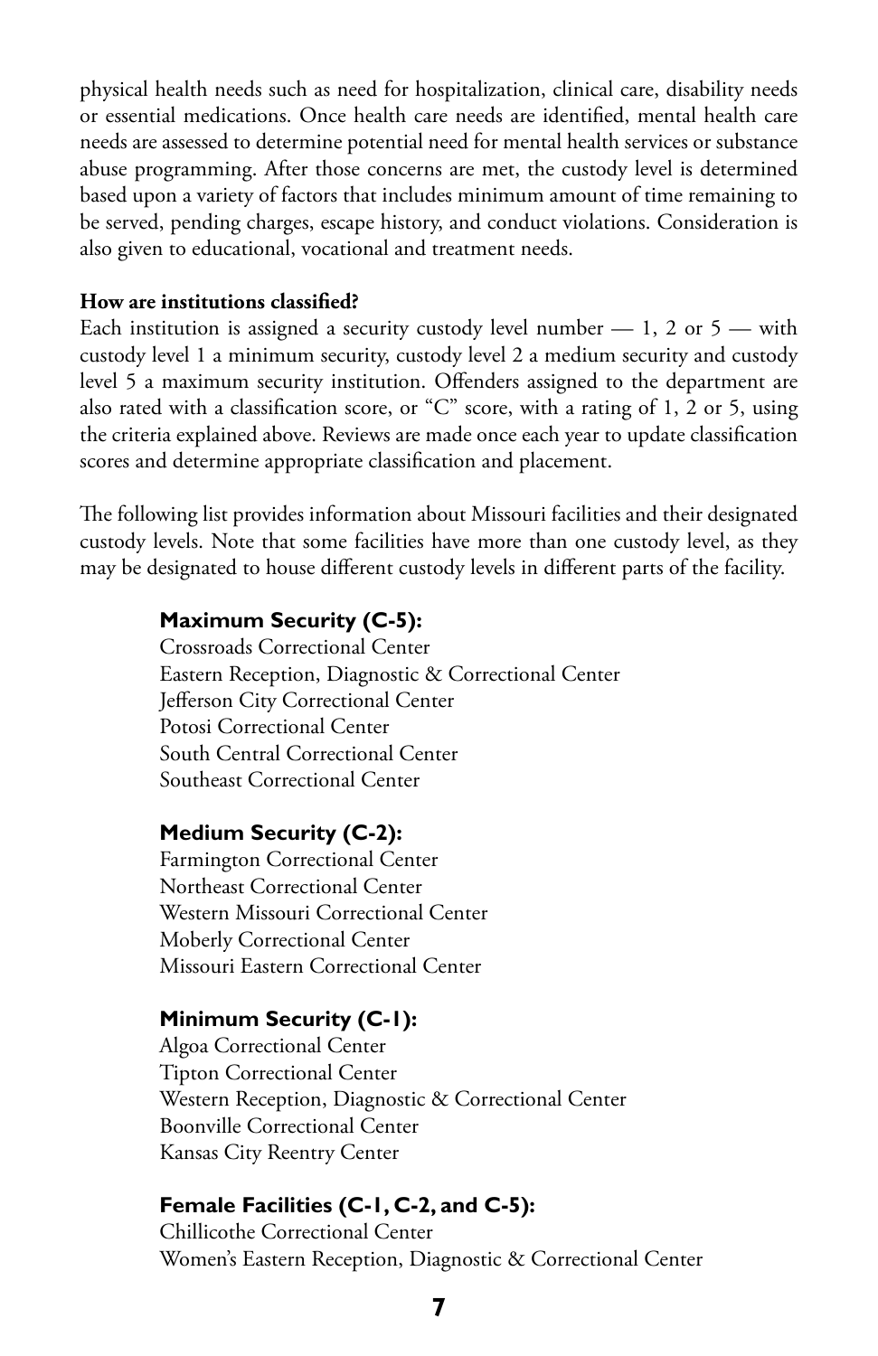physical health needs such as need for hospitalization, clinical care, disability needs or essential medications. Once health care needs are identified, mental health care needs are assessed to determine potential need for mental health services or substance abuse programming. After those concerns are met, the custody level is determined based upon a variety of factors that includes minimum amount of time remaining to be served, pending charges, escape history, and conduct violations. Consideration is also given to educational, vocational and treatment needs.

**How are institutions classified?**

Each institution is assigned a security custody level number — 1, 2 or 5 — with custody level 1 a minimum security, custody level 2 a medium security and custody level 5 a maximum security institution. Offenders assigned to the department are also rated with a classification score, or "C" score, with a rating of 1, 2 or 5, using the criteria explained above. Reviews are made once each year to update classification scores and determine appropriate classification and placement.

The following list provides information about Missouri facilities and their designated custody levels. Note that some facilities have more than one custody level, as they may be designated to house different custody levels in different parts of the facility.

**Maximum Security (C-5):**

Crossroads Correctional Center
Eastern Reception, Diagnostic & Correctional Center
Jefferson City Correctional Center
Potosi Correctional Center
South Central Correctional Center
Southeast Correctional Center

**Medium Security (C-2):**

Farmington Correctional Center
Northeast Correctional Center
Western Missouri Correctional Center
Moberly Correctional Center
Missouri Eastern Correctional Center

**Minimum Security (C-1):**

Algoa Correctional Center
Tipton Correctional Center
Western Reception, Diagnostic & Correctional Center
Boonville Correctional Center
Kansas City Reentry Center

**Female Facilities (C-1, C-2, and C-5):**

Chillicothe Correctional Center
Women's Eastern Reception, Diagnostic & Correctional Center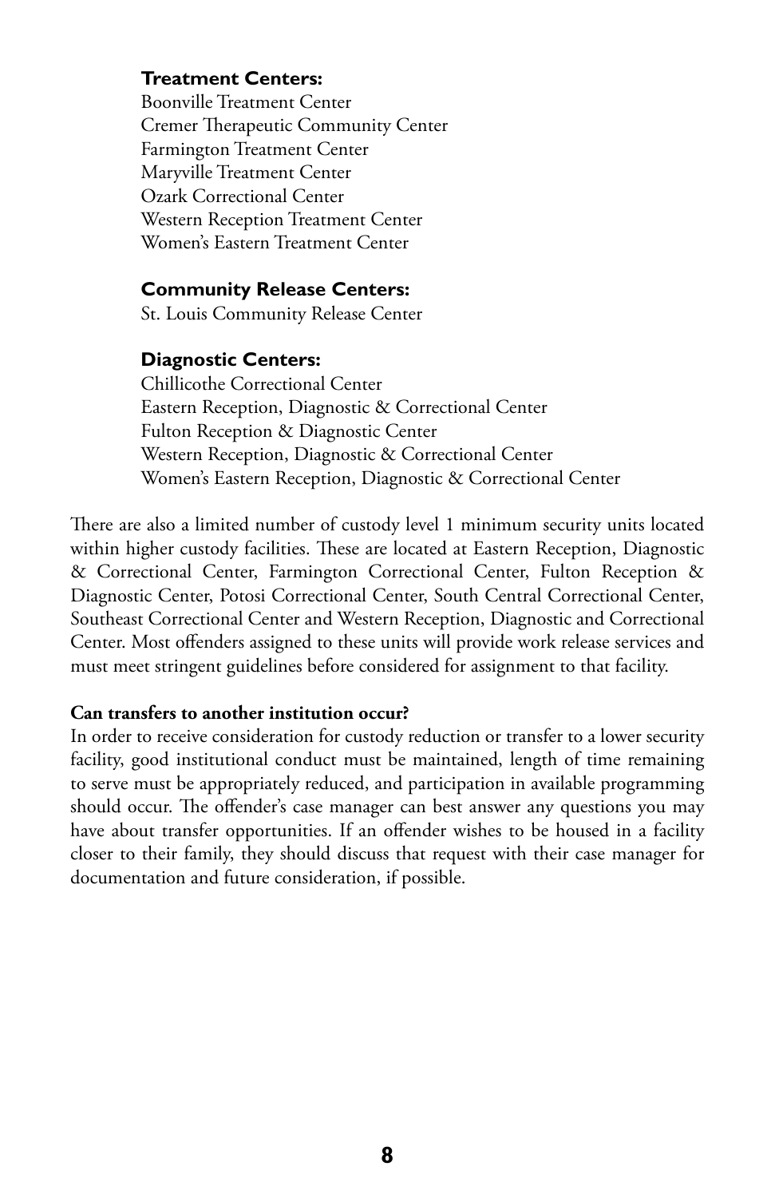**Treatment Centers:**
Boonville Treatment Center
Cremer Therapeutic Community Center
Farmington Treatment Center
Maryville Treatment Center
Ozark Correctional Center
Western Reception Treatment Center
Women's Eastern Treatment Center

**Community Release Centers:**
St. Louis Community Release Center

**Diagnostic Centers:**
Chillicothe Correctional Center
Eastern Reception, Diagnostic & Correctional Center
Fulton Reception & Diagnostic Center
Western Reception, Diagnostic & Correctional Center
Women's Eastern Reception, Diagnostic & Correctional Center

There are also a limited number of custody level 1 minimum security units located within higher custody facilities. These are located at Eastern Reception, Diagnostic & Correctional Center, Farmington Correctional Center, Fulton Reception & Diagnostic Center, Potosi Correctional Center, South Central Correctional Center, Southeast Correctional Center and Western Reception, Diagnostic and Correctional Center. Most offenders assigned to these units will provide work release services and must meet stringent guidelines before considered for assignment to that facility.

**Can transfers to another institution occur?**
In order to receive consideration for custody reduction or transfer to a lower security facility, good institutional conduct must be maintained, length of time remaining to serve must be appropriately reduced, and participation in available programming should occur. The offender's case manager can best answer any questions you may have about transfer opportunities. If an offender wishes to be housed in a facility closer to their family, they should discuss that request with their case manager for documentation and future consideration, if possible.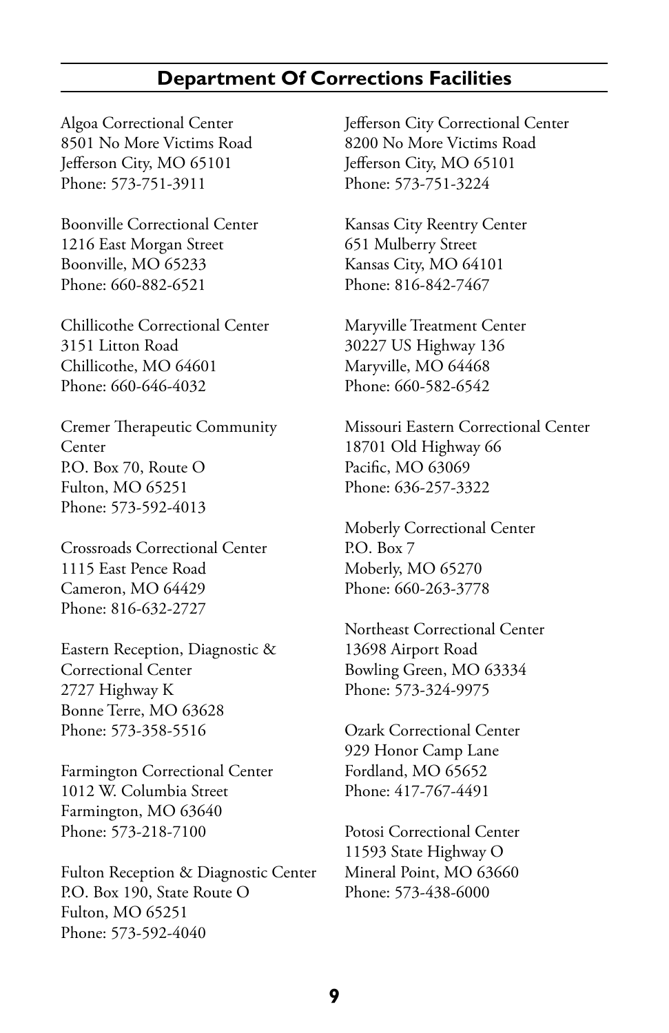## Department Of Corrections Facilities

Algoa Correctional Center
8501 No More Victims Road
Jefferson City, MO 65101
Phone: 573-751-3911

Boonville Correctional Center
1216 East Morgan Street
Boonville, MO 65233
Phone: 660-882-6521

Chillicothe Correctional Center
3151 Litton Road
Chillicothe, MO 64601
Phone: 660-646-4032

Cremer Therapeutic Community Center
P.O. Box 70, Route O
Fulton, MO 65251
Phone: 573-592-4013

Crossroads Correctional Center
1115 East Pence Road
Cameron, MO 64429
Phone: 816-632-2727

Eastern Reception, Diagnostic & Correctional Center
2727 Highway K
Bonne Terre, MO 63628
Phone: 573-358-5516

Farmington Correctional Center
1012 W. Columbia Street
Farmington, MO 63640
Phone: 573-218-7100

Fulton Reception & Diagnostic Center
P.O. Box 190, State Route O
Fulton, MO 65251
Phone: 573-592-4040

Jefferson City Correctional Center
8200 No More Victims Road
Jefferson City, MO 65101
Phone: 573-751-3224

Kansas City Reentry Center
651 Mulberry Street
Kansas City, MO 64101
Phone: 816-842-7467

Maryville Treatment Center
30227 US Highway 136
Maryville, MO 64468
Phone: 660-582-6542

Missouri Eastern Correctional Center
18701 Old Highway 66
Pacific, MO 63069
Phone: 636-257-3322

Moberly Correctional Center
P.O. Box 7
Moberly, MO 65270
Phone: 660-263-3778

Northeast Correctional Center
13698 Airport Road
Bowling Green, MO 63334
Phone: 573-324-9975

Ozark Correctional Center
929 Honor Camp Lane
Fordland, MO 65652
Phone: 417-767-4491

Potosi Correctional Center
11593 State Highway O
Mineral Point, MO 63660
Phone: 573-438-6000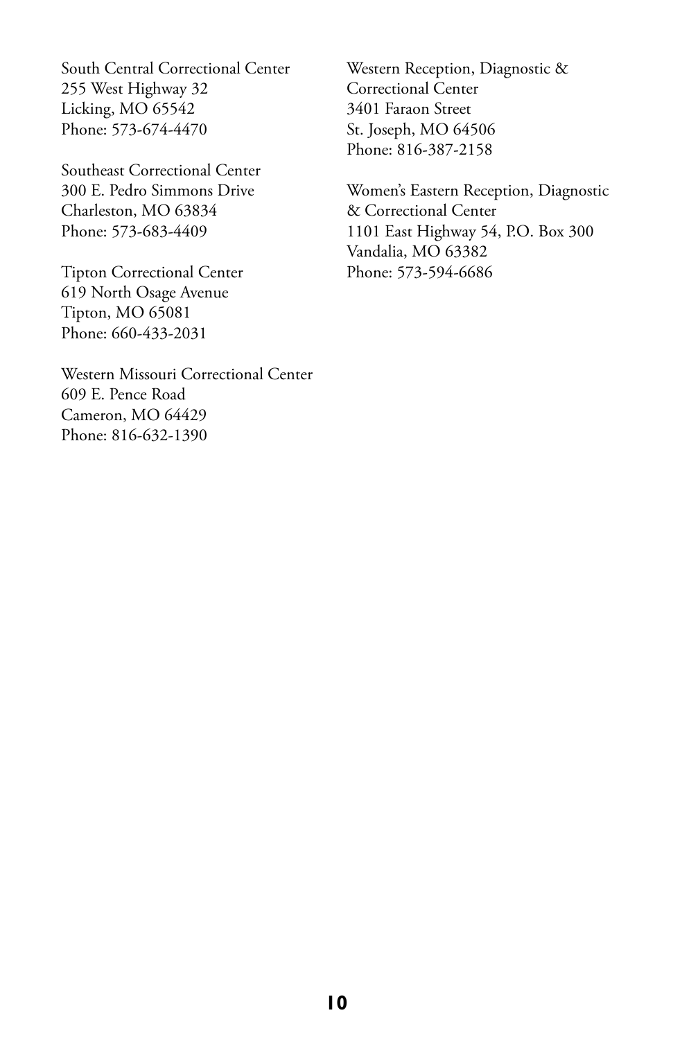South Central Correctional Center
255 West Highway 32
Licking, MO 65542
Phone: 573-674-4470

Southeast Correctional Center
300 E. Pedro Simmons Drive
Charleston, MO 63834
Phone: 573-683-4409

Tipton Correctional Center
619 North Osage Avenue
Tipton, MO 65081
Phone: 660-433-2031

Western Missouri Correctional Center
609 E. Pence Road
Cameron, MO 64429
Phone: 816-632-1390

Western Reception, Diagnostic & Correctional Center
3401 Faraon Street
St. Joseph, MO 64506
Phone: 816-387-2158

Women's Eastern Reception, Diagnostic & Correctional Center
1101 East Highway 54, P.O. Box 300
Vandalia, MO 63382
Phone: 573-594-6686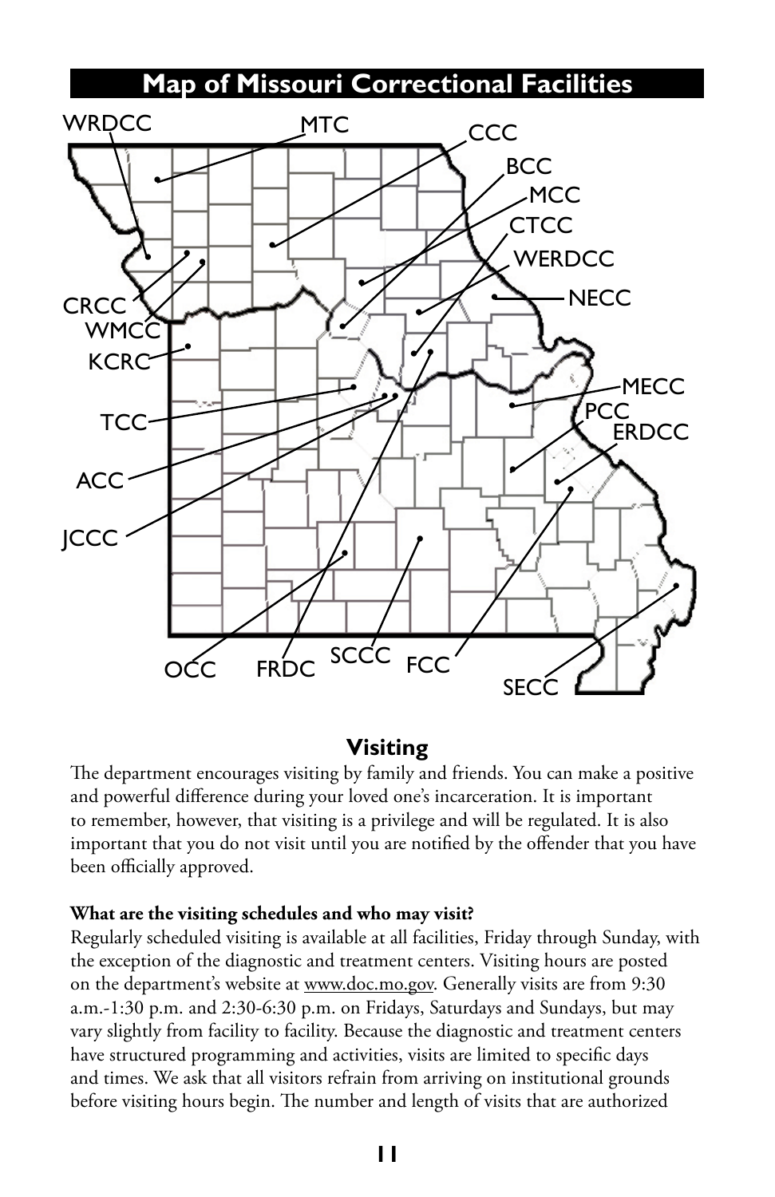## Map of Missouri Correctional Facilities

WRDCC, MTC, CCC, BCC, MCC, CTCC, WERDCC, NECC, CRCC, WMCC, KCRC, MECC, TCC, PCC, ERDCC, ACC, JCCC, OCC, FRDC, SCCC, FCC, SECC

## Visiting

The department encourages visiting by family and friends. You can make a positive and powerful difference during your loved one's incarceration. It is important to remember, however, that visiting is a privilege and will be regulated. It is also important that you do not visit until you are notified by the offender that you have been officially approved.

**What are the visiting schedules and who may visit?**

Regularly scheduled visiting is available at all facilities, Friday through Sunday, with the exception of the diagnostic and treatment centers. Visiting hours are posted on the department's website at www.doc.mo.gov. Generally visits are from 9:30 a.m.-1:30 p.m. and 2:30-6:30 p.m. on Fridays, Saturdays and Sundays, but may vary slightly from facility to facility. Because the diagnostic and treatment centers have structured programming and activities, visits are limited to specific days and times. We ask that all visitors refrain from arriving on institutional grounds before visiting hours begin. The number and length of visits that are authorized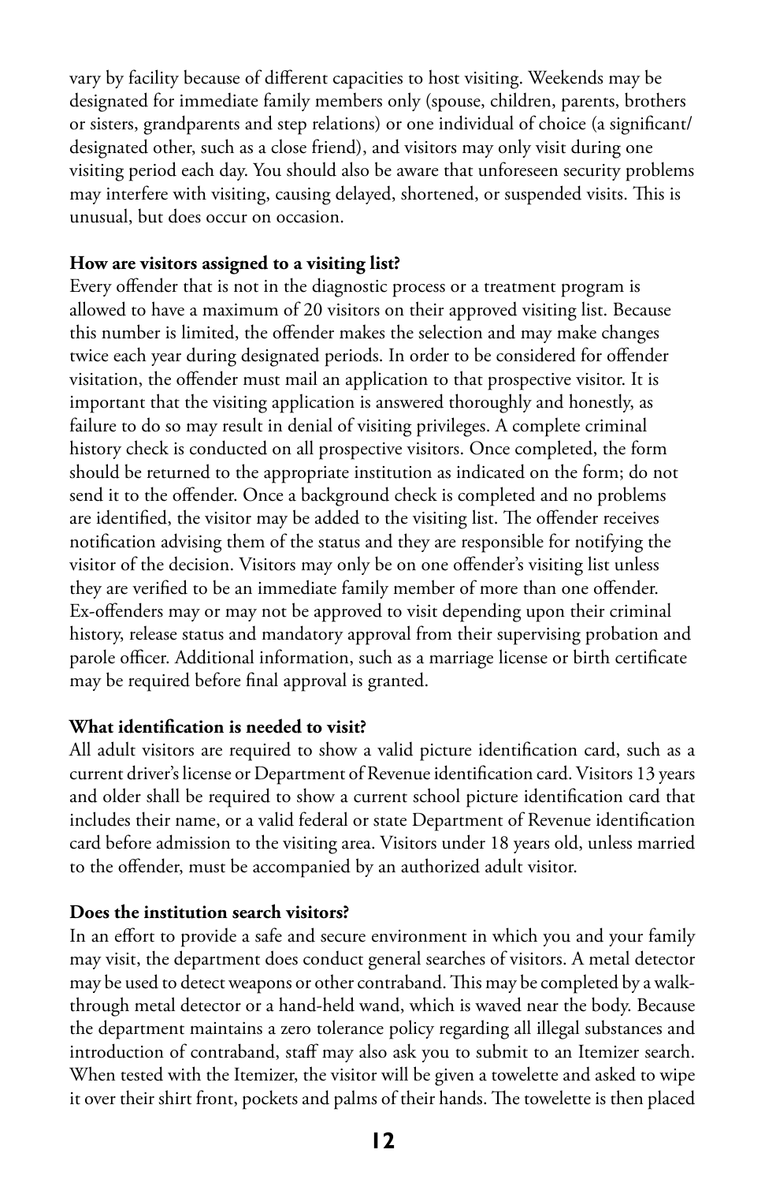vary by facility because of different capacities to host visiting. Weekends may be designated for immediate family members only (spouse, children, parents, brothers or sisters, grandparents and step relations) or one individual of choice (a significant/designated other, such as a close friend), and visitors may only visit during one visiting period each day. You should also be aware that unforeseen security problems may interfere with visiting, causing delayed, shortened, or suspended visits. This is unusual, but does occur on occasion.

**How are visitors assigned to a visiting list?**

Every offender that is not in the diagnostic process or a treatment program is allowed to have a maximum of 20 visitors on their approved visiting list. Because this number is limited, the offender makes the selection and may make changes twice each year during designated periods. In order to be considered for offender visitation, the offender must mail an application to that prospective visitor. It is important that the visiting application is answered thoroughly and honestly, as failure to do so may result in denial of visiting privileges. A complete criminal history check is conducted on all prospective visitors. Once completed, the form should be returned to the appropriate institution as indicated on the form; do not send it to the offender. Once a background check is completed and no problems are identified, the visitor may be added to the visiting list. The offender receives notification advising them of the status and they are responsible for notifying the visitor of the decision. Visitors may only be on one offender's visiting list unless they are verified to be an immediate family member of more than one offender. Ex-offenders may or may not be approved to visit depending upon their criminal history, release status and mandatory approval from their supervising probation and parole officer. Additional information, such as a marriage license or birth certificate may be required before final approval is granted.

**What identification is needed to visit?**

All adult visitors are required to show a valid picture identification card, such as a current driver's license or Department of Revenue identification card. Visitors 13 years and older shall be required to show a current school picture identification card that includes their name, or a valid federal or state Department of Revenue identification card before admission to the visiting area. Visitors under 18 years old, unless married to the offender, must be accompanied by an authorized adult visitor.

**Does the institution search visitors?**

In an effort to provide a safe and secure environment in which you and your family may visit, the department does conduct general searches of visitors. A metal detector may be used to detect weapons or other contraband. This may be completed by a walk-through metal detector or a hand-held wand, which is waved near the body. Because the department maintains a zero tolerance policy regarding all illegal substances and introduction of contraband, staff may also ask you to submit to an Itemizer search. When tested with the Itemizer, the visitor will be given a towelette and asked to wipe it over their shirt front, pockets and palms of their hands. The towelette is then placed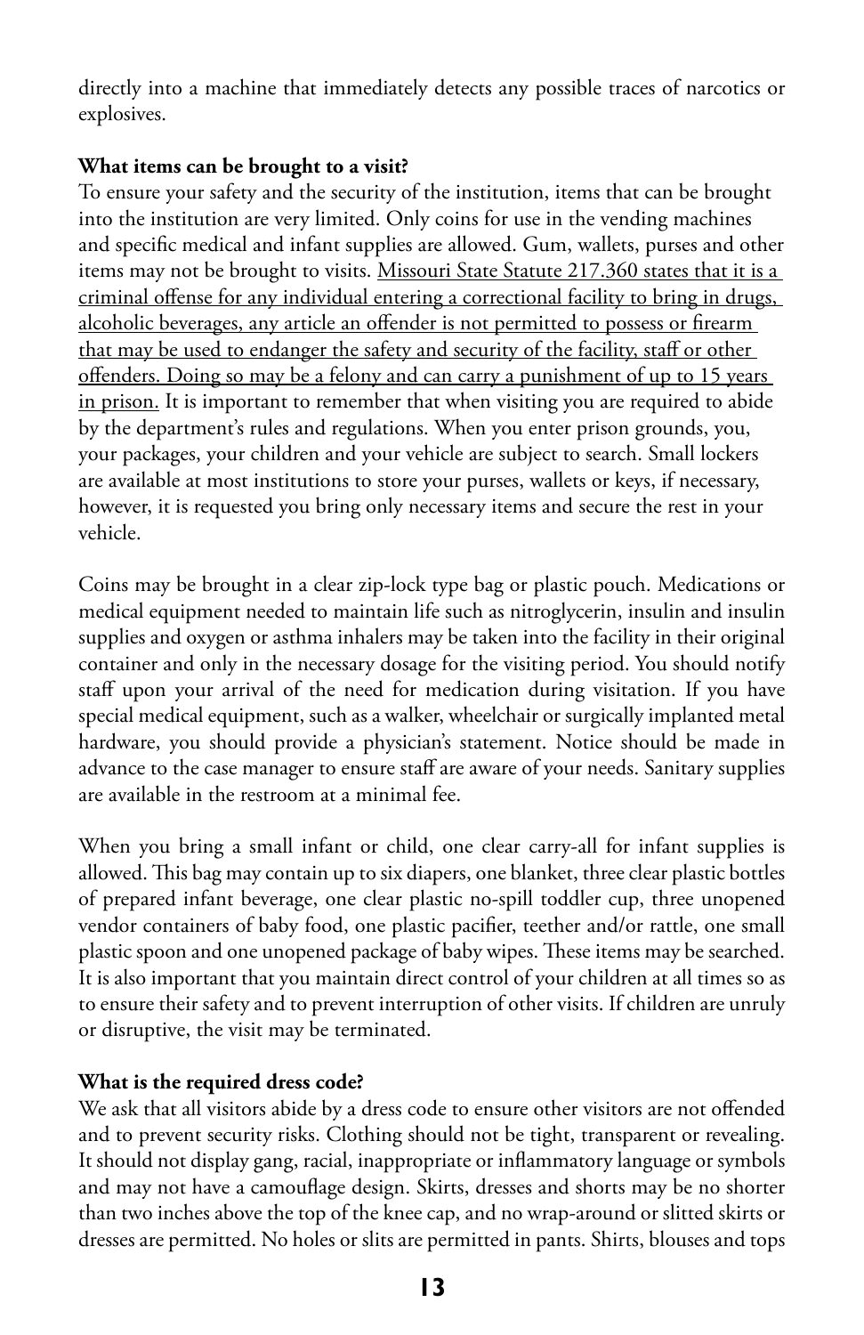directly into a machine that immediately detects any possible traces of narcotics or explosives.

**What items can be brought to a visit?**

To ensure your safety and the security of the institution, items that can be brought into the institution are very limited. Only coins for use in the vending machines and specific medical and infant supplies are allowed. Gum, wallets, purses and other items may not be brought to visits. <u>Missouri State Statute 217.360 states that it is a criminal offense for any individual entering a correctional facility to bring in drugs, alcoholic beverages, any article an offender is not permitted to possess or firearm that may be used to endanger the safety and security of the facility, staff or other offenders. Doing so may be a felony and can carry a punishment of up to 15 years in prison.</u> It is important to remember that when visiting you are required to abide by the department's rules and regulations. When you enter prison grounds, you, your packages, your children and your vehicle are subject to search. Small lockers are available at most institutions to store your purses, wallets or keys, if necessary, however, it is requested you bring only necessary items and secure the rest in your vehicle.

Coins may be brought in a clear zip-lock type bag or plastic pouch. Medications or medical equipment needed to maintain life such as nitroglycerin, insulin and insulin supplies and oxygen or asthma inhalers may be taken into the facility in their original container and only in the necessary dosage for the visiting period. You should notify staff upon your arrival of the need for medication during visitation. If you have special medical equipment, such as a walker, wheelchair or surgically implanted metal hardware, you should provide a physician's statement. Notice should be made in advance to the case manager to ensure staff are aware of your needs. Sanitary supplies are available in the restroom at a minimal fee.

When you bring a small infant or child, one clear carry-all for infant supplies is allowed. This bag may contain up to six diapers, one blanket, three clear plastic bottles of prepared infant beverage, one clear plastic no-spill toddler cup, three unopened vendor containers of baby food, one plastic pacifier, teether and/or rattle, one small plastic spoon and one unopened package of baby wipes. These items may be searched. It is also important that you maintain direct control of your children at all times so as to ensure their safety and to prevent interruption of other visits. If children are unruly or disruptive, the visit may be terminated.

**What is the required dress code?**

We ask that all visitors abide by a dress code to ensure other visitors are not offended and to prevent security risks. Clothing should not be tight, transparent or revealing. It should not display gang, racial, inappropriate or inflammatory language or symbols and may not have a camouflage design. Skirts, dresses and shorts may be no shorter than two inches above the top of the knee cap, and no wrap-around or slitted skirts or dresses are permitted. No holes or slits are permitted in pants. Shirts, blouses and tops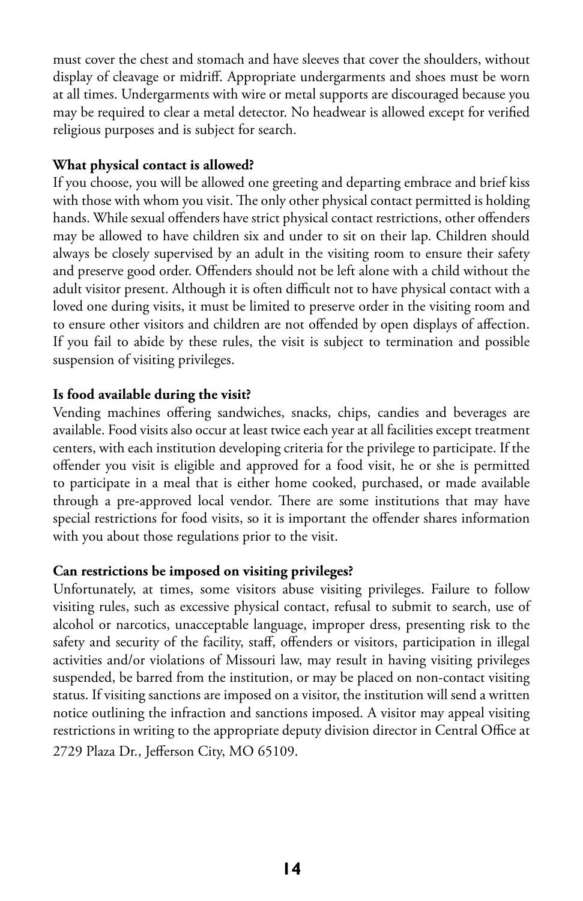must cover the chest and stomach and have sleeves that cover the shoulders, without display of cleavage or midriff. Appropriate undergarments and shoes must be worn at all times. Undergarments with wire or metal supports are discouraged because you may be required to clear a metal detector. No headwear is allowed except for verified religious purposes and is subject for search.

**What physical contact is allowed?**

If you choose, you will be allowed one greeting and departing embrace and brief kiss with those with whom you visit. The only other physical contact permitted is holding hands. While sexual offenders have strict physical contact restrictions, other offenders may be allowed to have children six and under to sit on their lap. Children should always be closely supervised by an adult in the visiting room to ensure their safety and preserve good order. Offenders should not be left alone with a child without the adult visitor present. Although it is often difficult not to have physical contact with a loved one during visits, it must be limited to preserve order in the visiting room and to ensure other visitors and children are not offended by open displays of affection. If you fail to abide by these rules, the visit is subject to termination and possible suspension of visiting privileges.

**Is food available during the visit?**

Vending machines offering sandwiches, snacks, chips, candies and beverages are available. Food visits also occur at least twice each year at all facilities except treatment centers, with each institution developing criteria for the privilege to participate. If the offender you visit is eligible and approved for a food visit, he or she is permitted to participate in a meal that is either home cooked, purchased, or made available through a pre-approved local vendor. There are some institutions that may have special restrictions for food visits, so it is important the offender shares information with you about those regulations prior to the visit.

**Can restrictions be imposed on visiting privileges?**

Unfortunately, at times, some visitors abuse visiting privileges. Failure to follow visiting rules, such as excessive physical contact, refusal to submit to search, use of alcohol or narcotics, unacceptable language, improper dress, presenting risk to the safety and security of the facility, staff, offenders or visitors, participation in illegal activities and/or violations of Missouri law, may result in having visiting privileges suspended, be barred from the institution, or may be placed on non-contact visiting status. If visiting sanctions are imposed on a visitor, the institution will send a written notice outlining the infraction and sanctions imposed. A visitor may appeal visiting restrictions in writing to the appropriate deputy division director in Central Office at 2729 Plaza Dr., Jefferson City, MO 65109.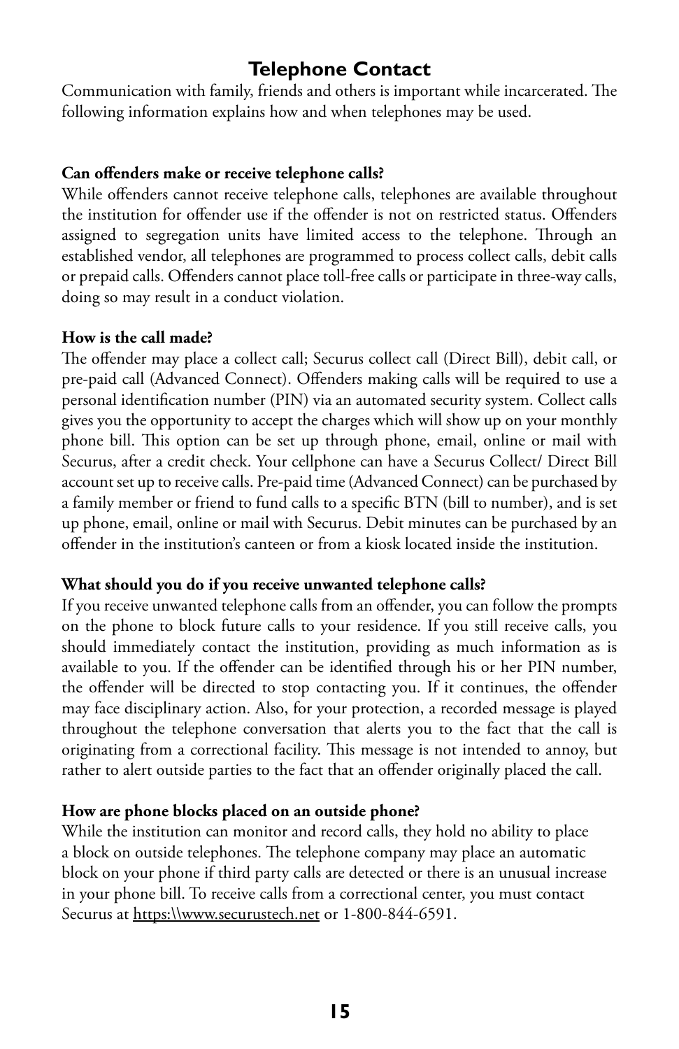## Telephone Contact

Communication with family, friends and others is important while incarcerated. The following information explains how and when telephones may be used.

**Can offenders make or receive telephone calls?**

While offenders cannot receive telephone calls, telephones are available throughout the institution for offender use if the offender is not on restricted status. Offenders assigned to segregation units have limited access to the telephone. Through an established vendor, all telephones are programmed to process collect calls, debit calls or prepaid calls. Offenders cannot place toll-free calls or participate in three-way calls, doing so may result in a conduct violation.

**How is the call made?**

The offender may place a collect call; Securus collect call (Direct Bill), debit call, or pre-paid call (Advanced Connect). Offenders making calls will be required to use a personal identification number (PIN) via an automated security system. Collect calls gives you the opportunity to accept the charges which will show up on your monthly phone bill. This option can be set up through phone, email, online or mail with Securus, after a credit check. Your cellphone can have a Securus Collect/ Direct Bill account set up to receive calls. Pre-paid time (Advanced Connect) can be purchased by a family member or friend to fund calls to a specific BTN (bill to number), and is set up phone, email, online or mail with Securus. Debit minutes can be purchased by an offender in the institution's canteen or from a kiosk located inside the institution.

**What should you do if you receive unwanted telephone calls?**

If you receive unwanted telephone calls from an offender, you can follow the prompts on the phone to block future calls to your residence. If you still receive calls, you should immediately contact the institution, providing as much information as is available to you. If the offender can be identified through his or her PIN number, the offender will be directed to stop contacting you. If it continues, the offender may face disciplinary action. Also, for your protection, a recorded message is played throughout the telephone conversation that alerts you to the fact that the call is originating from a correctional facility. This message is not intended to annoy, but rather to alert outside parties to the fact that an offender originally placed the call.

**How are phone blocks placed on an outside phone?**

While the institution can monitor and record calls, they hold no ability to place a block on outside telephones. The telephone company may place an automatic block on your phone if third party calls are detected or there is an unusual increase in your phone bill. To receive calls from a correctional center, you must contact Securus at https:\\www.securustech.net or 1-800-844-6591.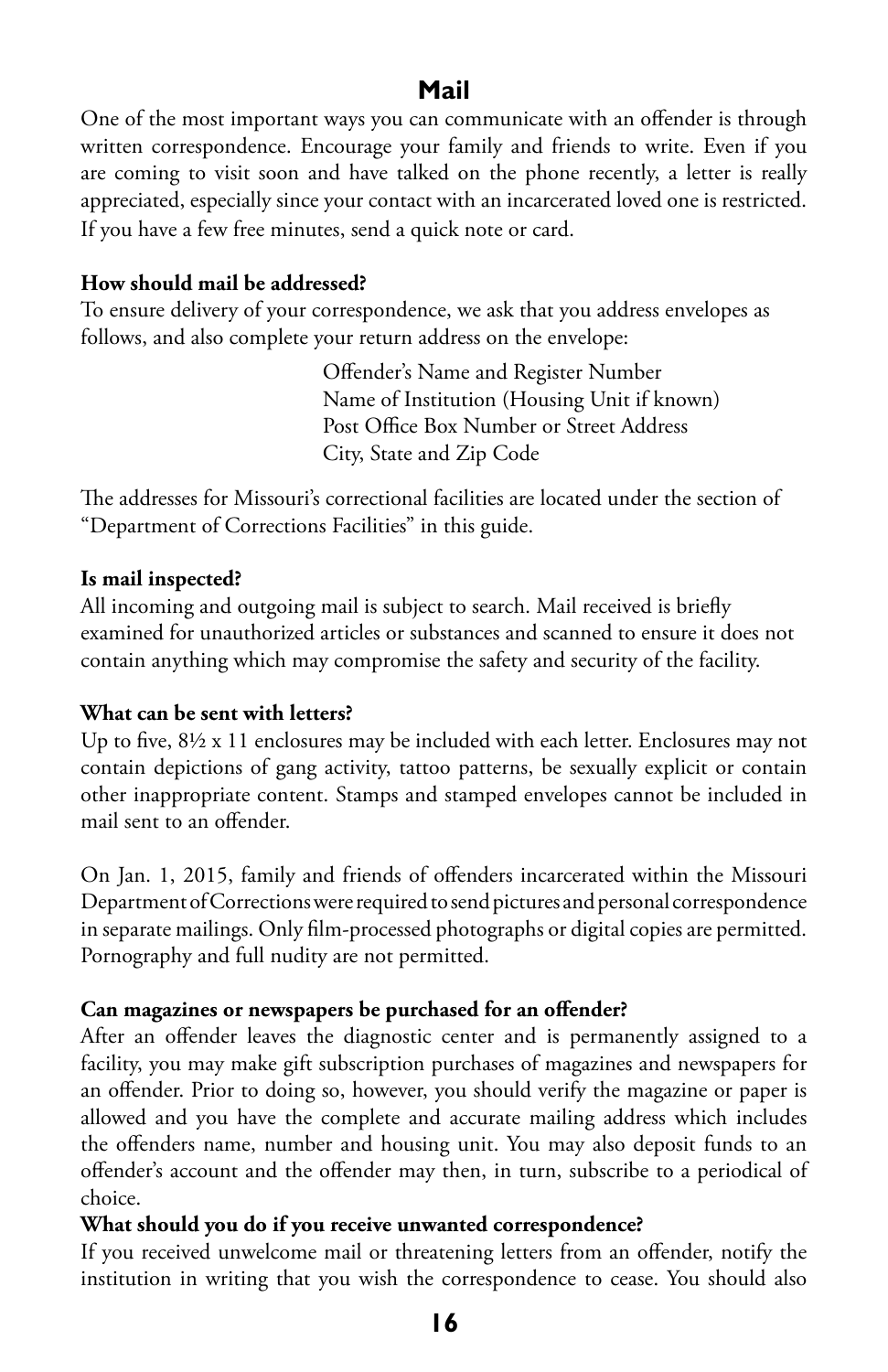## Mail

One of the most important ways you can communicate with an offender is through written correspondence. Encourage your family and friends to write. Even if you are coming to visit soon and have talked on the phone recently, a letter is really appreciated, especially since your contact with an incarcerated loved one is restricted. If you have a few free minutes, send a quick note or card.

**How should mail be addressed?**

To ensure delivery of your correspondence, we ask that you address envelopes as follows, and also complete your return address on the envelope:

Offender's Name and Register Number
Name of Institution (Housing Unit if known)
Post Office Box Number or Street Address
City, State and Zip Code

The addresses for Missouri's correctional facilities are located under the section of "Department of Corrections Facilities" in this guide.

**Is mail inspected?**

All incoming and outgoing mail is subject to search. Mail received is briefly examined for unauthorized articles or substances and scanned to ensure it does not contain anything which may compromise the safety and security of the facility.

**What can be sent with letters?**

Up to five, 8½ x 11 enclosures may be included with each letter. Enclosures may not contain depictions of gang activity, tattoo patterns, be sexually explicit or contain other inappropriate content. Stamps and stamped envelopes cannot be included in mail sent to an offender.

On Jan. 1, 2015, family and friends of offenders incarcerated within the Missouri Department of Corrections were required to send pictures and personal correspondence in separate mailings. Only film-processed photographs or digital copies are permitted. Pornography and full nudity are not permitted.

**Can magazines or newspapers be purchased for an offender?**

After an offender leaves the diagnostic center and is permanently assigned to a facility, you may make gift subscription purchases of magazines and newspapers for an offender. Prior to doing so, however, you should verify the magazine or paper is allowed and you have the complete and accurate mailing address which includes the offenders name, number and housing unit. You may also deposit funds to an offender's account and the offender may then, in turn, subscribe to a periodical of choice.

**What should you do if you receive unwanted correspondence?**

If you received unwelcome mail or threatening letters from an offender, notify the institution in writing that you wish the correspondence to cease. You should also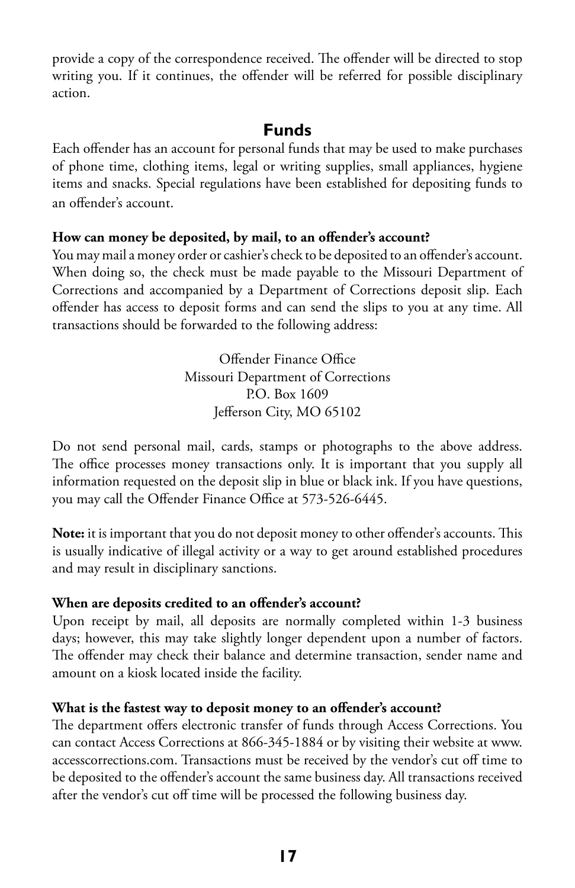provide a copy of the correspondence received. The offender will be directed to stop writing you. If it continues, the offender will be referred for possible disciplinary action.

## Funds

Each offender has an account for personal funds that may be used to make purchases of phone time, clothing items, legal or writing supplies, small appliances, hygiene items and snacks. Special regulations have been established for depositing funds to an offender's account.

**How can money be deposited, by mail, to an offender's account?**

You may mail a money order or cashier's check to be deposited to an offender's account. When doing so, the check must be made payable to the Missouri Department of Corrections and accompanied by a Department of Corrections deposit slip. Each offender has access to deposit forms and can send the slips to you at any time. All transactions should be forwarded to the following address:

Offender Finance Office
Missouri Department of Corrections
P.O. Box 1609
Jefferson City, MO 65102

Do not send personal mail, cards, stamps or photographs to the above address. The office processes money transactions only. It is important that you supply all information requested on the deposit slip in blue or black ink. If you have questions, you may call the Offender Finance Office at 573-526-6445.

**Note:** it is important that you do not deposit money to other offender's accounts. This is usually indicative of illegal activity or a way to get around established procedures and may result in disciplinary sanctions.

**When are deposits credited to an offender's account?**

Upon receipt by mail, all deposits are normally completed within 1-3 business days; however, this may take slightly longer dependent upon a number of factors. The offender may check their balance and determine transaction, sender name and amount on a kiosk located inside the facility.

**What is the fastest way to deposit money to an offender's account?**

The department offers electronic transfer of funds through Access Corrections. You can contact Access Corrections at 866-345-1884 or by visiting their website at www.accesscorrections.com. Transactions must be received by the vendor's cut off time to be deposited to the offender's account the same business day. All transactions received after the vendor's cut off time will be processed the following business day.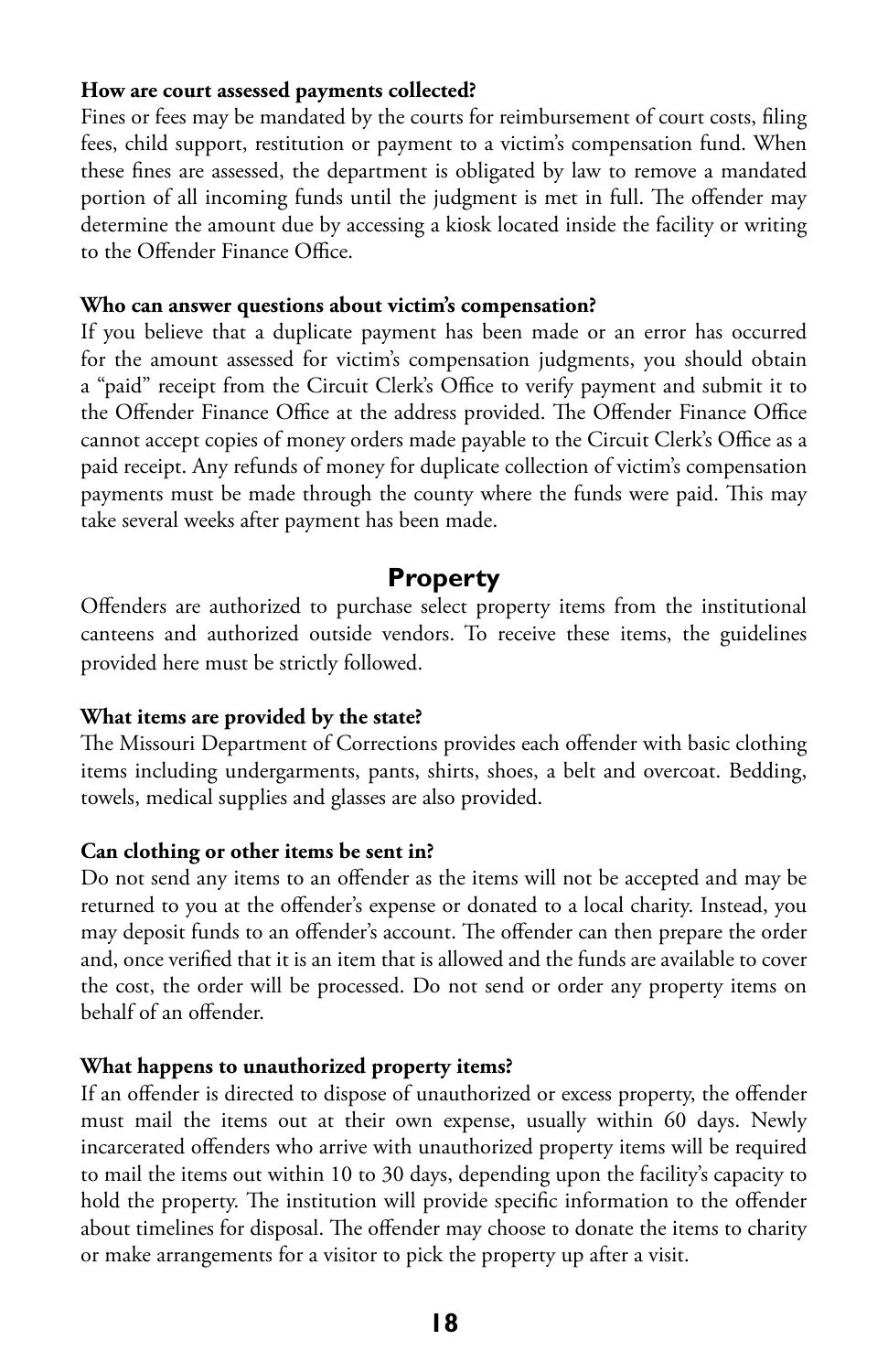**How are court assessed payments collected?**

Fines or fees may be mandated by the courts for reimbursement of court costs, filing fees, child support, restitution or payment to a victim's compensation fund. When these fines are assessed, the department is obligated by law to remove a mandated portion of all incoming funds until the judgment is met in full. The offender may determine the amount due by accessing a kiosk located inside the facility or writing to the Offender Finance Office.

**Who can answer questions about victim's compensation?**

If you believe that a duplicate payment has been made or an error has occurred for the amount assessed for victim's compensation judgments, you should obtain a "paid" receipt from the Circuit Clerk's Office to verify payment and submit it to the Offender Finance Office at the address provided. The Offender Finance Office cannot accept copies of money orders made payable to the Circuit Clerk's Office as a paid receipt. Any refunds of money for duplicate collection of victim's compensation payments must be made through the county where the funds were paid. This may take several weeks after payment has been made.

## Property

Offenders are authorized to purchase select property items from the institutional canteens and authorized outside vendors. To receive these items, the guidelines provided here must be strictly followed.

**What items are provided by the state?**

The Missouri Department of Corrections provides each offender with basic clothing items including undergarments, pants, shirts, shoes, a belt and overcoat. Bedding, towels, medical supplies and glasses are also provided.

**Can clothing or other items be sent in?**

Do not send any items to an offender as the items will not be accepted and may be returned to you at the offender's expense or donated to a local charity. Instead, you may deposit funds to an offender's account. The offender can then prepare the order and, once verified that it is an item that is allowed and the funds are available to cover the cost, the order will be processed. Do not send or order any property items on behalf of an offender.

**What happens to unauthorized property items?**

If an offender is directed to dispose of unauthorized or excess property, the offender must mail the items out at their own expense, usually within 60 days. Newly incarcerated offenders who arrive with unauthorized property items will be required to mail the items out within 10 to 30 days, depending upon the facility's capacity to hold the property. The institution will provide specific information to the offender about timelines for disposal. The offender may choose to donate the items to charity or make arrangements for a visitor to pick the property up after a visit.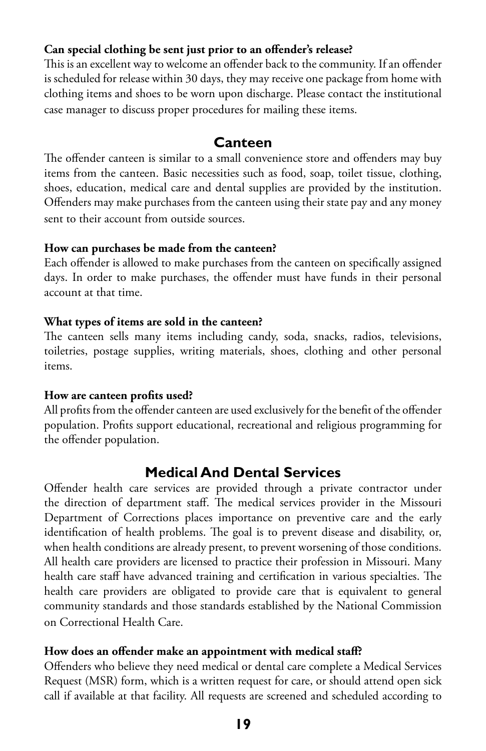**Can special clothing be sent just prior to an offender's release?**
This is an excellent way to welcome an offender back to the community. If an offender is scheduled for release within 30 days, they may receive one package from home with clothing items and shoes to be worn upon discharge. Please contact the institutional case manager to discuss proper procedures for mailing these items.

## Canteen

The offender canteen is similar to a small convenience store and offenders may buy items from the canteen. Basic necessities such as food, soap, toilet tissue, clothing, shoes, education, medical care and dental supplies are provided by the institution. Offenders may make purchases from the canteen using their state pay and any money sent to their account from outside sources.

**How can purchases be made from the canteen?**
Each offender is allowed to make purchases from the canteen on specifically assigned days. In order to make purchases, the offender must have funds in their personal account at that time.

**What types of items are sold in the canteen?**
The canteen sells many items including candy, soda, snacks, radios, televisions, toiletries, postage supplies, writing materials, shoes, clothing and other personal items.

**How are canteen profits used?**
All profits from the offender canteen are used exclusively for the benefit of the offender population. Profits support educational, recreational and religious programming for the offender population.

## Medical And Dental Services

Offender health care services are provided through a private contractor under the direction of department staff. The medical services provider in the Missouri Department of Corrections places importance on preventive care and the early identification of health problems. The goal is to prevent disease and disability, or, when health conditions are already present, to prevent worsening of those conditions. All health care providers are licensed to practice their profession in Missouri. Many health care staff have advanced training and certification in various specialties. The health care providers are obligated to provide care that is equivalent to general community standards and those standards established by the National Commission on Correctional Health Care.

**How does an offender make an appointment with medical staff?**
Offenders who believe they need medical or dental care complete a Medical Services Request (MSR) form, which is a written request for care, or should attend open sick call if available at that facility. All requests are screened and scheduled according to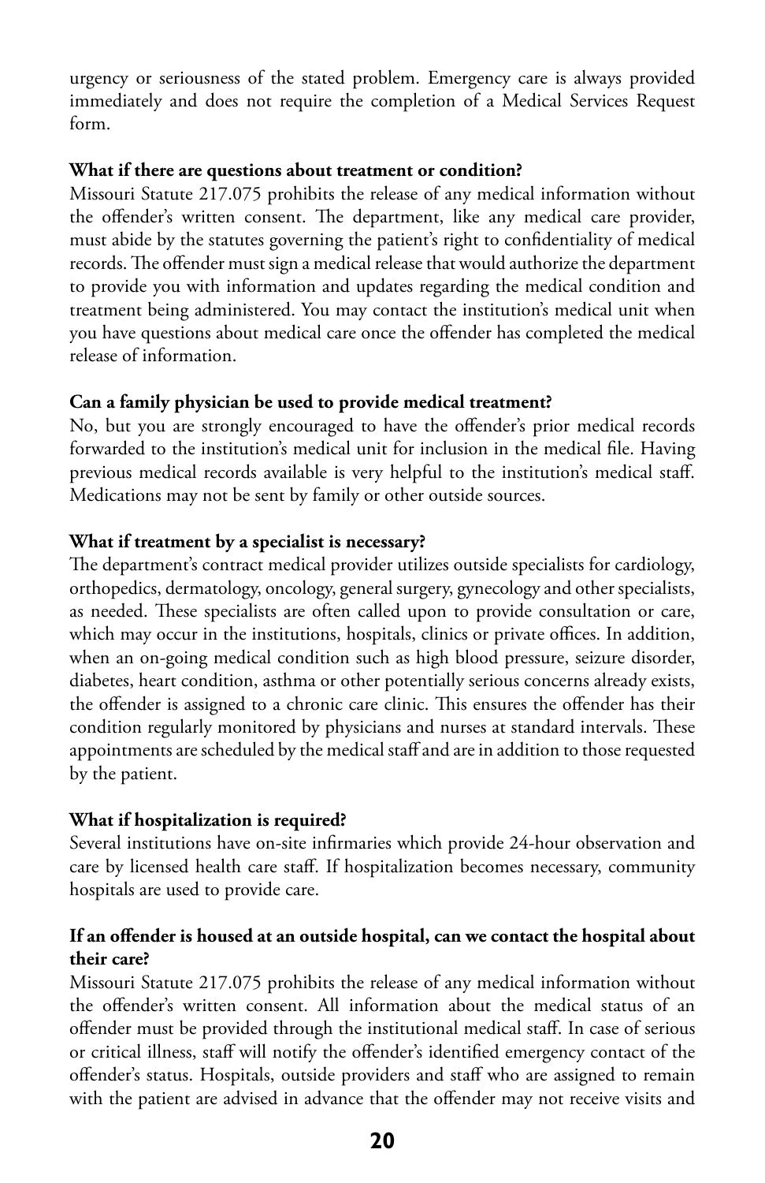urgency or seriousness of the stated problem. Emergency care is always provided immediately and does not require the completion of a Medical Services Request form.

**What if there are questions about treatment or condition?**

Missouri Statute 217.075 prohibits the release of any medical information without the offender's written consent. The department, like any medical care provider, must abide by the statutes governing the patient's right to confidentiality of medical records. The offender must sign a medical release that would authorize the department to provide you with information and updates regarding the medical condition and treatment being administered. You may contact the institution's medical unit when you have questions about medical care once the offender has completed the medical release of information.

**Can a family physician be used to provide medical treatment?**

No, but you are strongly encouraged to have the offender's prior medical records forwarded to the institution's medical unit for inclusion in the medical file. Having previous medical records available is very helpful to the institution's medical staff. Medications may not be sent by family or other outside sources.

**What if treatment by a specialist is necessary?**

The department's contract medical provider utilizes outside specialists for cardiology, orthopedics, dermatology, oncology, general surgery, gynecology and other specialists, as needed. These specialists are often called upon to provide consultation or care, which may occur in the institutions, hospitals, clinics or private offices. In addition, when an on-going medical condition such as high blood pressure, seizure disorder, diabetes, heart condition, asthma or other potentially serious concerns already exists, the offender is assigned to a chronic care clinic. This ensures the offender has their condition regularly monitored by physicians and nurses at standard intervals. These appointments are scheduled by the medical staff and are in addition to those requested by the patient.

**What if hospitalization is required?**

Several institutions have on-site infirmaries which provide 24-hour observation and care by licensed health care staff. If hospitalization becomes necessary, community hospitals are used to provide care.

**If an offender is housed at an outside hospital, can we contact the hospital about their care?**

Missouri Statute 217.075 prohibits the release of any medical information without the offender's written consent. All information about the medical status of an offender must be provided through the institutional medical staff. In case of serious or critical illness, staff will notify the offender's identified emergency contact of the offender's status. Hospitals, outside providers and staff who are assigned to remain with the patient are advised in advance that the offender may not receive visits and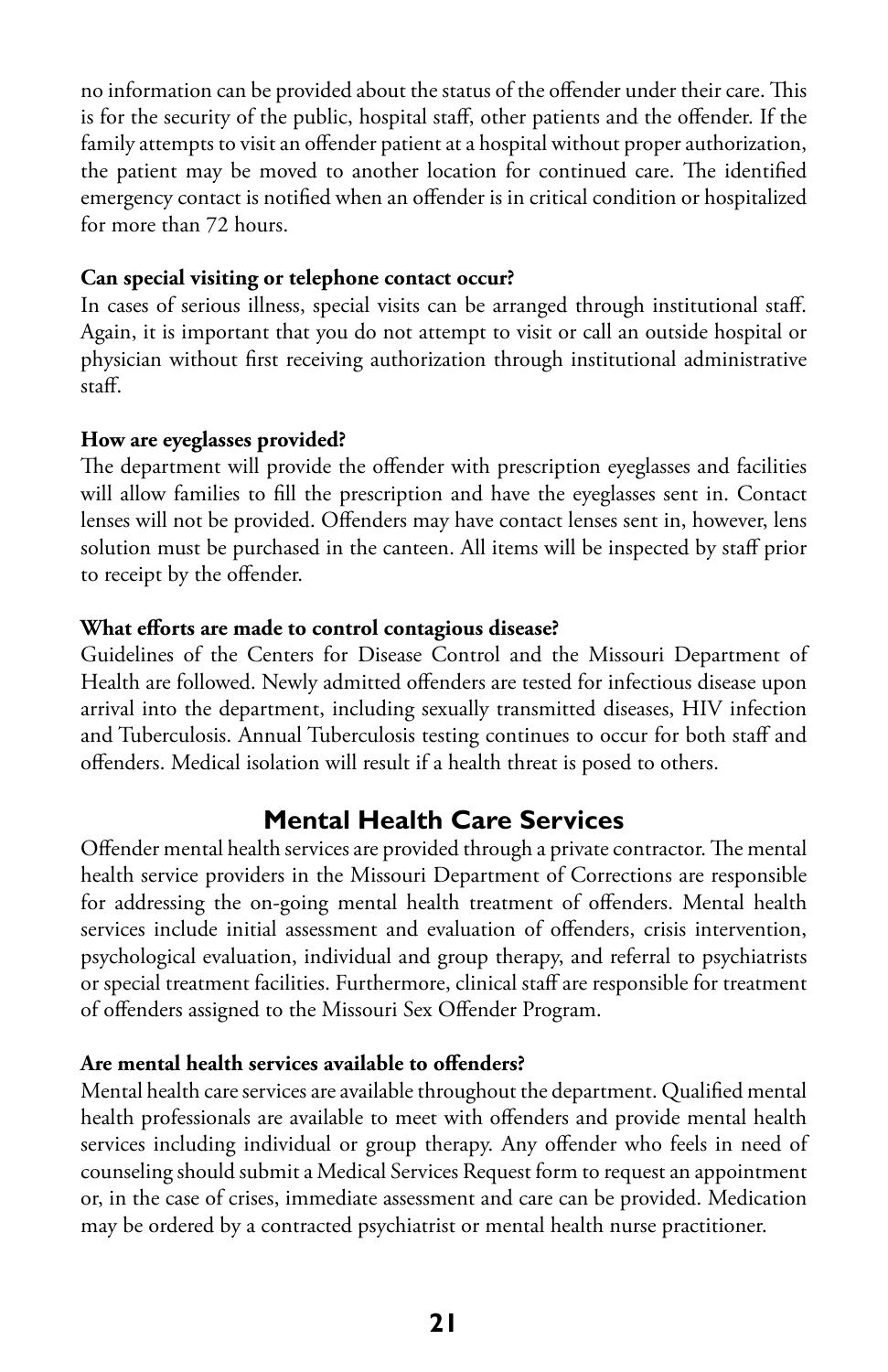no information can be provided about the status of the offender under their care. This is for the security of the public, hospital staff, other patients and the offender. If the family attempts to visit an offender patient at a hospital without proper authorization, the patient may be moved to another location for continued care. The identified emergency contact is notified when an offender is in critical condition or hospitalized for more than 72 hours.

**Can special visiting or telephone contact occur?**
In cases of serious illness, special visits can be arranged through institutional staff. Again, it is important that you do not attempt to visit or call an outside hospital or physician without first receiving authorization through institutional administrative staff.

**How are eyeglasses provided?**
The department will provide the offender with prescription eyeglasses and facilities will allow families to fill the prescription and have the eyeglasses sent in. Contact lenses will not be provided. Offenders may have contact lenses sent in, however, lens solution must be purchased in the canteen. All items will be inspected by staff prior to receipt by the offender.

**What efforts are made to control contagious disease?**
Guidelines of the Centers for Disease Control and the Missouri Department of Health are followed. Newly admitted offenders are tested for infectious disease upon arrival into the department, including sexually transmitted diseases, HIV infection and Tuberculosis. Annual Tuberculosis testing continues to occur for both staff and offenders. Medical isolation will result if a health threat is posed to others.

## Mental Health Care Services

Offender mental health services are provided through a private contractor. The mental health service providers in the Missouri Department of Corrections are responsible for addressing the on-going mental health treatment of offenders. Mental health services include initial assessment and evaluation of offenders, crisis intervention, psychological evaluation, individual and group therapy, and referral to psychiatrists or special treatment facilities. Furthermore, clinical staff are responsible for treatment of offenders assigned to the Missouri Sex Offender Program.

**Are mental health services available to offenders?**
Mental health care services are available throughout the department. Qualified mental health professionals are available to meet with offenders and provide mental health services including individual or group therapy. Any offender who feels in need of counseling should submit a Medical Services Request form to request an appointment or, in the case of crises, immediate assessment and care can be provided. Medication may be ordered by a contracted psychiatrist or mental health nurse practitioner.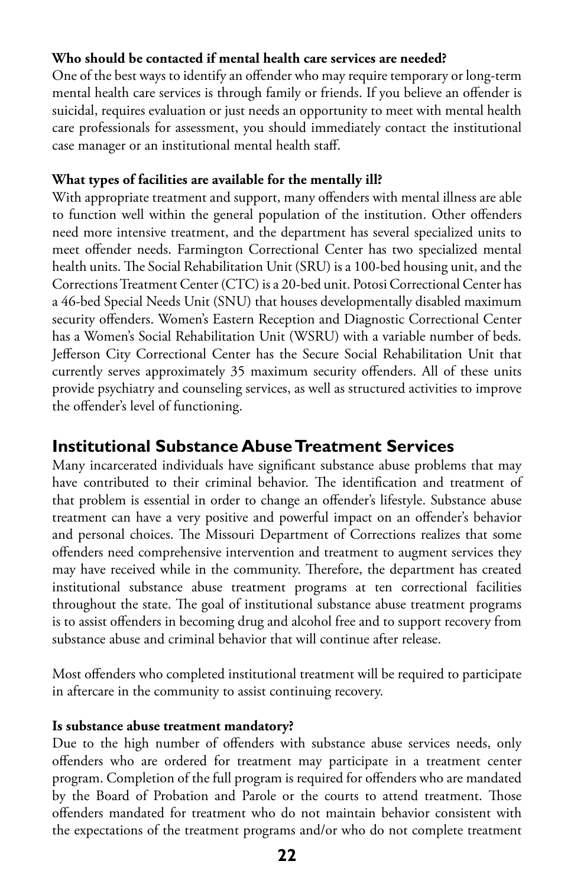**Who should be contacted if mental health care services are needed?**

One of the best ways to identify an offender who may require temporary or long-term mental health care services is through family or friends. If you believe an offender is suicidal, requires evaluation or just needs an opportunity to meet with mental health care professionals for assessment, you should immediately contact the institutional case manager or an institutional mental health staff.

**What types of facilities are available for the mentally ill?**

With appropriate treatment and support, many offenders with mental illness are able to function well within the general population of the institution. Other offenders need more intensive treatment, and the department has several specialized units to meet offender needs. Farmington Correctional Center has two specialized mental health units. The Social Rehabilitation Unit (SRU) is a 100-bed housing unit, and the Corrections Treatment Center (CTC) is a 20-bed unit. Potosi Correctional Center has a 46-bed Special Needs Unit (SNU) that houses developmentally disabled maximum security offenders. Women's Eastern Reception and Diagnostic Correctional Center has a Women's Social Rehabilitation Unit (WSRU) with a variable number of beds. Jefferson City Correctional Center has the Secure Social Rehabilitation Unit that currently serves approximately 35 maximum security offenders. All of these units provide psychiatry and counseling services, as well as structured activities to improve the offender's level of functioning.

## Institutional Substance Abuse Treatment Services

Many incarcerated individuals have significant substance abuse problems that may have contributed to their criminal behavior. The identification and treatment of that problem is essential in order to change an offender's lifestyle. Substance abuse treatment can have a very positive and powerful impact on an offender's behavior and personal choices. The Missouri Department of Corrections realizes that some offenders need comprehensive intervention and treatment to augment services they may have received while in the community. Therefore, the department has created institutional substance abuse treatment programs at ten correctional facilities throughout the state. The goal of institutional substance abuse treatment programs is to assist offenders in becoming drug and alcohol free and to support recovery from substance abuse and criminal behavior that will continue after release.

Most offenders who completed institutional treatment will be required to participate in aftercare in the community to assist continuing recovery.

**Is substance abuse treatment mandatory?**

Due to the high number of offenders with substance abuse services needs, only offenders who are ordered for treatment may participate in a treatment center program. Completion of the full program is required for offenders who are mandated by the Board of Probation and Parole or the courts to attend treatment. Those offenders mandated for treatment who do not maintain behavior consistent with the expectations of the treatment programs and/or who do not complete treatment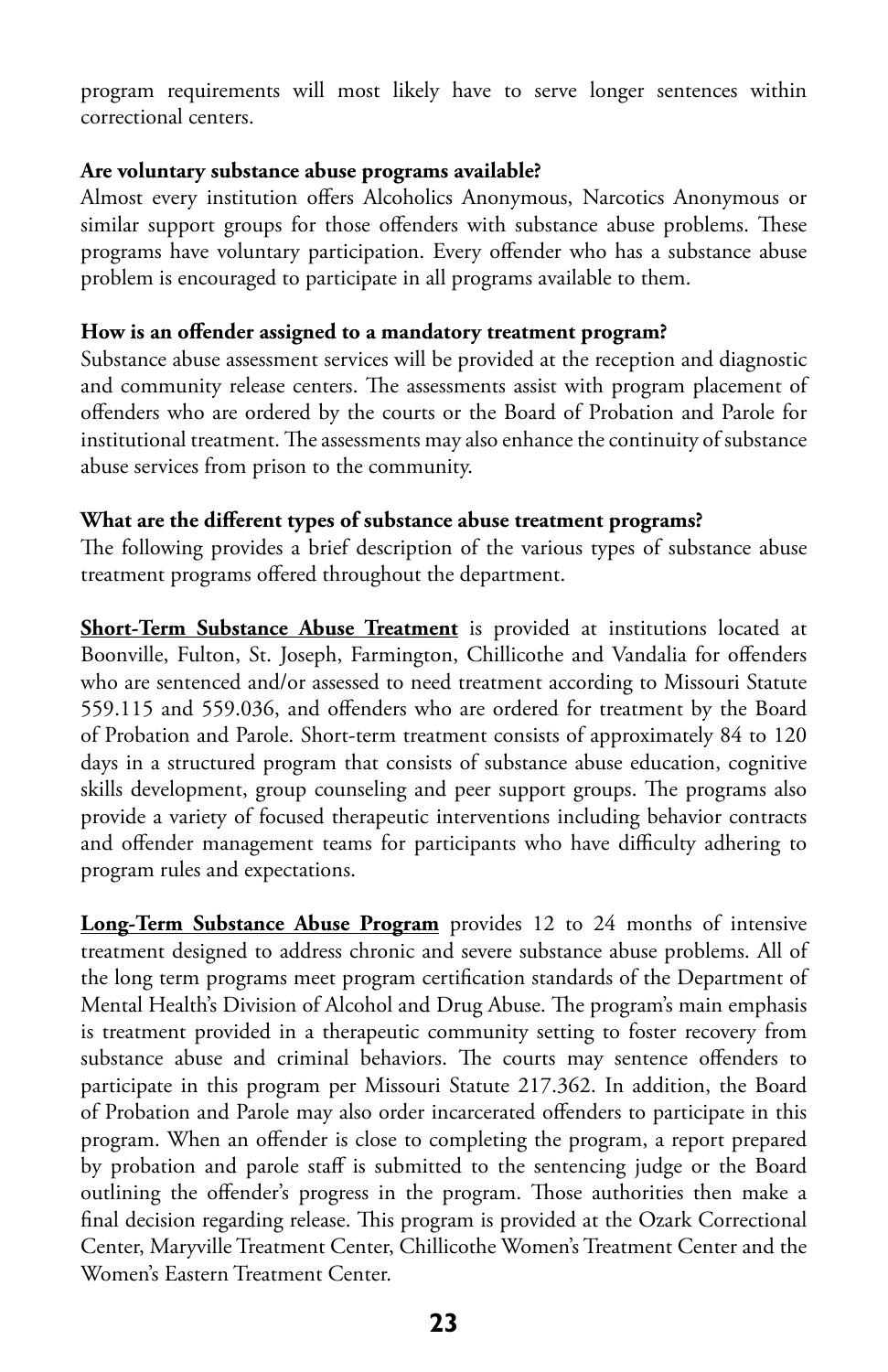program requirements will most likely have to serve longer sentences within correctional centers.

**Are voluntary substance abuse programs available?**

Almost every institution offers Alcoholics Anonymous, Narcotics Anonymous or similar support groups for those offenders with substance abuse problems. These programs have voluntary participation. Every offender who has a substance abuse problem is encouraged to participate in all programs available to them.

**How is an offender assigned to a mandatory treatment program?**

Substance abuse assessment services will be provided at the reception and diagnostic and community release centers. The assessments assist with program placement of offenders who are ordered by the courts or the Board of Probation and Parole for institutional treatment. The assessments may also enhance the continuity of substance abuse services from prison to the community.

**What are the different types of substance abuse treatment programs?**

The following provides a brief description of the various types of substance abuse treatment programs offered throughout the department.

**Short-Term Substance Abuse Treatment** is provided at institutions located at Boonville, Fulton, St. Joseph, Farmington, Chillicothe and Vandalia for offenders who are sentenced and/or assessed to need treatment according to Missouri Statute 559.115 and 559.036, and offenders who are ordered for treatment by the Board of Probation and Parole. Short-term treatment consists of approximately 84 to 120 days in a structured program that consists of substance abuse education, cognitive skills development, group counseling and peer support groups. The programs also provide a variety of focused therapeutic interventions including behavior contracts and offender management teams for participants who have difficulty adhering to program rules and expectations.

**Long-Term Substance Abuse Program** provides 12 to 24 months of intensive treatment designed to address chronic and severe substance abuse problems. All of the long term programs meet program certification standards of the Department of Mental Health's Division of Alcohol and Drug Abuse. The program's main emphasis is treatment provided in a therapeutic community setting to foster recovery from substance abuse and criminal behaviors. The courts may sentence offenders to participate in this program per Missouri Statute 217.362. In addition, the Board of Probation and Parole may also order incarcerated offenders to participate in this program. When an offender is close to completing the program, a report prepared by probation and parole staff is submitted to the sentencing judge or the Board outlining the offender's progress in the program. Those authorities then make a final decision regarding release. This program is provided at the Ozark Correctional Center, Maryville Treatment Center, Chillicothe Women's Treatment Center and the Women's Eastern Treatment Center.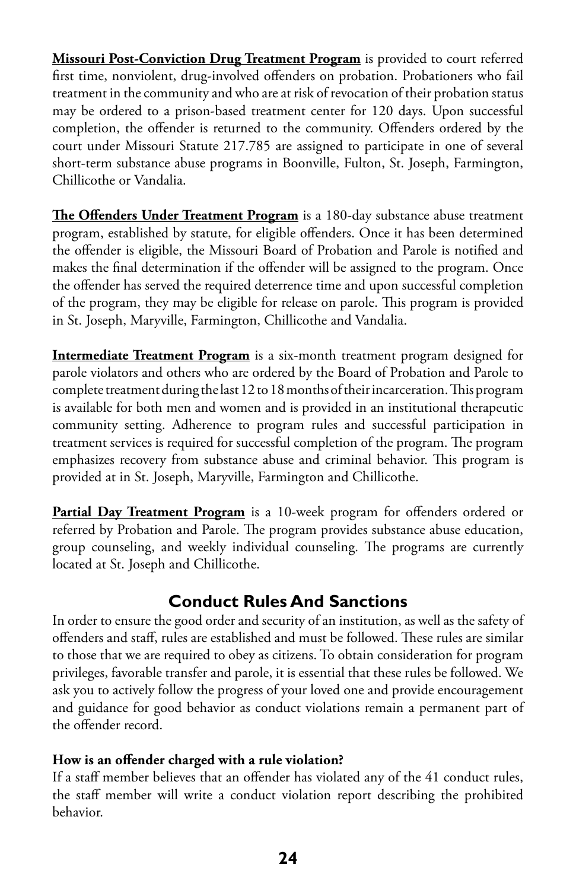**Missouri Post-Conviction Drug Treatment Program** is provided to court referred first time, nonviolent, drug-involved offenders on probation. Probationers who fail treatment in the community and who are at risk of revocation of their probation status may be ordered to a prison-based treatment center for 120 days. Upon successful completion, the offender is returned to the community. Offenders ordered by the court under Missouri Statute 217.785 are assigned to participate in one of several short-term substance abuse programs in Boonville, Fulton, St. Joseph, Farmington, Chillicothe or Vandalia.

**The Offenders Under Treatment Program** is a 180-day substance abuse treatment program, established by statute, for eligible offenders. Once it has been determined the offender is eligible, the Missouri Board of Probation and Parole is notified and makes the final determination if the offender will be assigned to the program. Once the offender has served the required deterrence time and upon successful completion of the program, they may be eligible for release on parole. This program is provided in St. Joseph, Maryville, Farmington, Chillicothe and Vandalia.

**Intermediate Treatment Program** is a six-month treatment program designed for parole violators and others who are ordered by the Board of Probation and Parole to complete treatment during the last 12 to 18 months of their incarceration. This program is available for both men and women and is provided in an institutional therapeutic community setting. Adherence to program rules and successful participation in treatment services is required for successful completion of the program. The program emphasizes recovery from substance abuse and criminal behavior. This program is provided at in St. Joseph, Maryville, Farmington and Chillicothe.

**Partial Day Treatment Program** is a 10-week program for offenders ordered or referred by Probation and Parole. The program provides substance abuse education, group counseling, and weekly individual counseling. The programs are currently located at St. Joseph and Chillicothe.

## Conduct Rules And Sanctions

In order to ensure the good order and security of an institution, as well as the safety of offenders and staff, rules are established and must be followed. These rules are similar to those that we are required to obey as citizens. To obtain consideration for program privileges, favorable transfer and parole, it is essential that these rules be followed. We ask you to actively follow the progress of your loved one and provide encouragement and guidance for good behavior as conduct violations remain a permanent part of the offender record.

**How is an offender charged with a rule violation?**

If a staff member believes that an offender has violated any of the 41 conduct rules, the staff member will write a conduct violation report describing the prohibited behavior.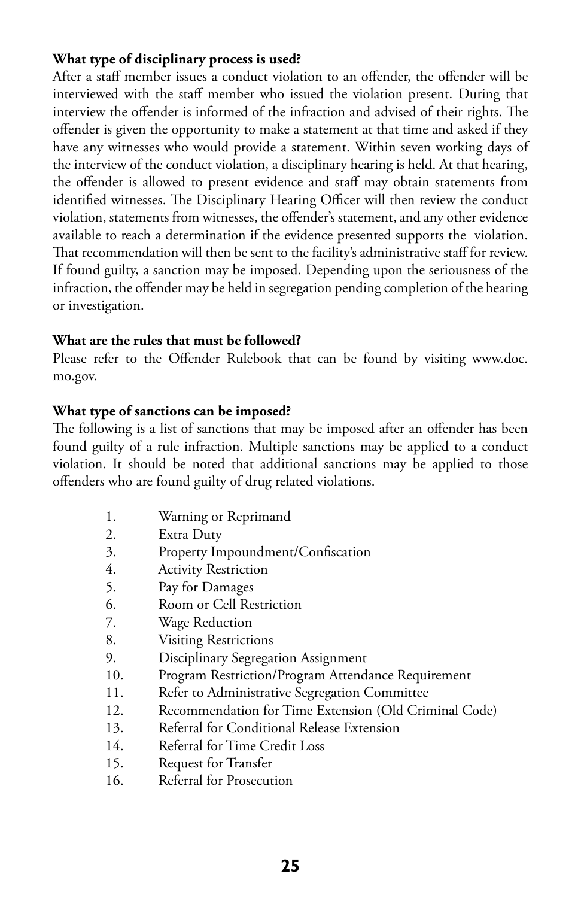**What type of disciplinary process is used?**

After a staff member issues a conduct violation to an offender, the offender will be interviewed with the staff member who issued the violation present. During that interview the offender is informed of the infraction and advised of their rights. The offender is given the opportunity to make a statement at that time and asked if they have any witnesses who would provide a statement. Within seven working days of the interview of the conduct violation, a disciplinary hearing is held. At that hearing, the offender is allowed to present evidence and staff may obtain statements from identified witnesses. The Disciplinary Hearing Officer will then review the conduct violation, statements from witnesses, the offender's statement, and any other evidence available to reach a determination if the evidence presented supports the violation. That recommendation will then be sent to the facility's administrative staff for review. If found guilty, a sanction may be imposed. Depending upon the seriousness of the infraction, the offender may be held in segregation pending completion of the hearing or investigation.

**What are the rules that must be followed?**

Please refer to the Offender Rulebook that can be found by visiting www.doc.mo.gov.

**What type of sanctions can be imposed?**

The following is a list of sanctions that may be imposed after an offender has been found guilty of a rule infraction. Multiple sanctions may be applied to a conduct violation. It should be noted that additional sanctions may be applied to those offenders who are found guilty of drug related violations.

1. Warning or Reprimand
2. Extra Duty
3. Property Impoundment/Confiscation
4. Activity Restriction
5. Pay for Damages
6. Room or Cell Restriction
7. Wage Reduction
8. Visiting Restrictions
9. Disciplinary Segregation Assignment
10. Program Restriction/Program Attendance Requirement
11. Refer to Administrative Segregation Committee
12. Recommendation for Time Extension (Old Criminal Code)
13. Referral for Conditional Release Extension
14. Referral for Time Credit Loss
15. Request for Transfer
16. Referral for Prosecution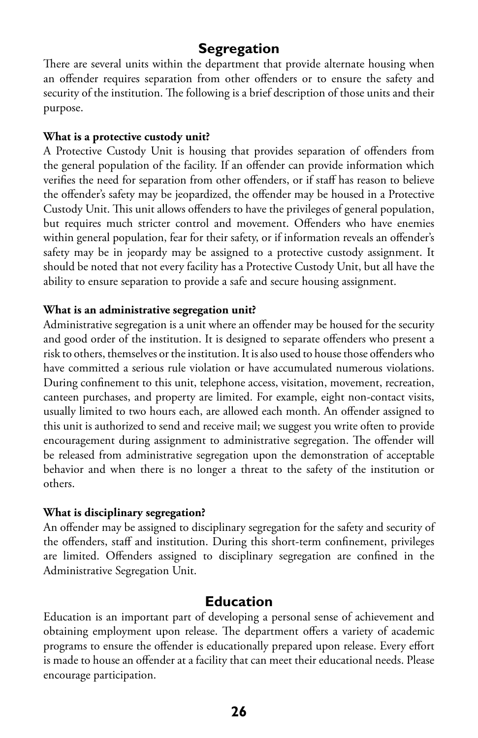## Segregation

There are several units within the department that provide alternate housing when an offender requires separation from other offenders or to ensure the safety and security of the institution. The following is a brief description of those units and their purpose.

**What is a protective custody unit?**

A Protective Custody Unit is housing that provides separation of offenders from the general population of the facility. If an offender can provide information which verifies the need for separation from other offenders, or if staff has reason to believe the offender's safety may be jeopardized, the offender may be housed in a Protective Custody Unit. This unit allows offenders to have the privileges of general population, but requires much stricter control and movement. Offenders who have enemies within general population, fear for their safety, or if information reveals an offender's safety may be in jeopardy may be assigned to a protective custody assignment. It should be noted that not every facility has a Protective Custody Unit, but all have the ability to ensure separation to provide a safe and secure housing assignment.

**What is an administrative segregation unit?**

Administrative segregation is a unit where an offender may be housed for the security and good order of the institution. It is designed to separate offenders who present a risk to others, themselves or the institution. It is also used to house those offenders who have committed a serious rule violation or have accumulated numerous violations. During confinement to this unit, telephone access, visitation, movement, recreation, canteen purchases, and property are limited. For example, eight non-contact visits, usually limited to two hours each, are allowed each month. An offender assigned to this unit is authorized to send and receive mail; we suggest you write often to provide encouragement during assignment to administrative segregation. The offender will be released from administrative segregation upon the demonstration of acceptable behavior and when there is no longer a threat to the safety of the institution or others.

**What is disciplinary segregation?**

An offender may be assigned to disciplinary segregation for the safety and security of the offenders, staff and institution. During this short-term confinement, privileges are limited. Offenders assigned to disciplinary segregation are confined in the Administrative Segregation Unit.

## Education

Education is an important part of developing a personal sense of achievement and obtaining employment upon release. The department offers a variety of academic programs to ensure the offender is educationally prepared upon release. Every effort is made to house an offender at a facility that can meet their educational needs. Please encourage participation.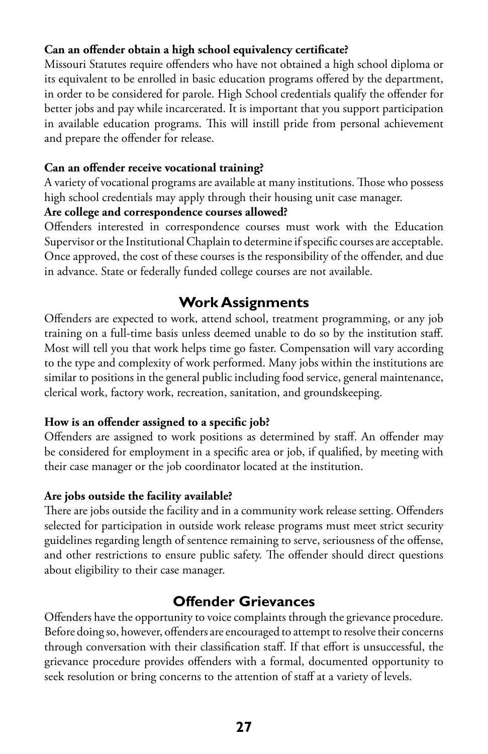**Can an offender obtain a high school equivalency certificate?**

Missouri Statutes require offenders who have not obtained a high school diploma or its equivalent to be enrolled in basic education programs offered by the department, in order to be considered for parole. High School credentials qualify the offender for better jobs and pay while incarcerated. It is important that you support participation in available education programs. This will instill pride from personal achievement and prepare the offender for release.

**Can an offender receive vocational training?**

A variety of vocational programs are available at many institutions. Those who possess high school credentials may apply through their housing unit case manager.

**Are college and correspondence courses allowed?**

Offenders interested in correspondence courses must work with the Education Supervisor or the Institutional Chaplain to determine if specific courses are acceptable. Once approved, the cost of these courses is the responsibility of the offender, and due in advance. State or federally funded college courses are not available.

## Work Assignments

Offenders are expected to work, attend school, treatment programming, or any job training on a full-time basis unless deemed unable to do so by the institution staff. Most will tell you that work helps time go faster. Compensation will vary according to the type and complexity of work performed. Many jobs within the institutions are similar to positions in the general public including food service, general maintenance, clerical work, factory work, recreation, sanitation, and groundskeeping.

**How is an offender assigned to a specific job?**

Offenders are assigned to work positions as determined by staff. An offender may be considered for employment in a specific area or job, if qualified, by meeting with their case manager or the job coordinator located at the institution.

**Are jobs outside the facility available?**

There are jobs outside the facility and in a community work release setting. Offenders selected for participation in outside work release programs must meet strict security guidelines regarding length of sentence remaining to serve, seriousness of the offense, and other restrictions to ensure public safety. The offender should direct questions about eligibility to their case manager.

## Offender Grievances

Offenders have the opportunity to voice complaints through the grievance procedure. Before doing so, however, offenders are encouraged to attempt to resolve their concerns through conversation with their classification staff. If that effort is unsuccessful, the grievance procedure provides offenders with a formal, documented opportunity to seek resolution or bring concerns to the attention of staff at a variety of levels.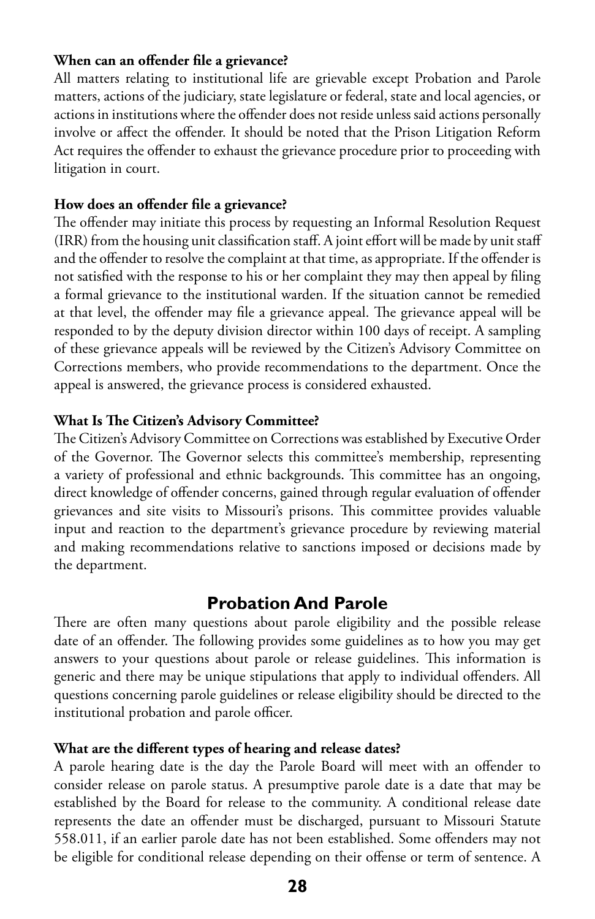**When can an offender file a grievance?**

All matters relating to institutional life are grievable except Probation and Parole matters, actions of the judiciary, state legislature or federal, state and local agencies, or actions in institutions where the offender does not reside unless said actions personally involve or affect the offender. It should be noted that the Prison Litigation Reform Act requires the offender to exhaust the grievance procedure prior to proceeding with litigation in court.

**How does an offender file a grievance?**

The offender may initiate this process by requesting an Informal Resolution Request (IRR) from the housing unit classification staff. A joint effort will be made by unit staff and the offender to resolve the complaint at that time, as appropriate. If the offender is not satisfied with the response to his or her complaint they may then appeal by filing a formal grievance to the institutional warden. If the situation cannot be remedied at that level, the offender may file a grievance appeal. The grievance appeal will be responded to by the deputy division director within 100 days of receipt. A sampling of these grievance appeals will be reviewed by the Citizen's Advisory Committee on Corrections members, who provide recommendations to the department. Once the appeal is answered, the grievance process is considered exhausted.

**What Is The Citizen's Advisory Committee?**

The Citizen's Advisory Committee on Corrections was established by Executive Order of the Governor. The Governor selects this committee's membership, representing a variety of professional and ethnic backgrounds. This committee has an ongoing, direct knowledge of offender concerns, gained through regular evaluation of offender grievances and site visits to Missouri's prisons. This committee provides valuable input and reaction to the department's grievance procedure by reviewing material and making recommendations relative to sanctions imposed or decisions made by the department.

## Probation And Parole

There are often many questions about parole eligibility and the possible release date of an offender. The following provides some guidelines as to how you may get answers to your questions about parole or release guidelines. This information is generic and there may be unique stipulations that apply to individual offenders. All questions concerning parole guidelines or release eligibility should be directed to the institutional probation and parole officer.

**What are the different types of hearing and release dates?**

A parole hearing date is the day the Parole Board will meet with an offender to consider release on parole status. A presumptive parole date is a date that may be established by the Board for release to the community. A conditional release date represents the date an offender must be discharged, pursuant to Missouri Statute 558.011, if an earlier parole date has not been established. Some offenders may not be eligible for conditional release depending on their offense or term of sentence. A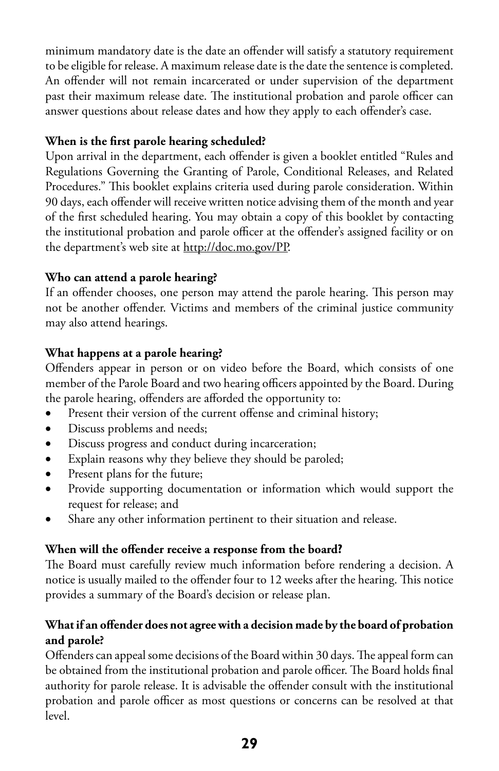minimum mandatory date is the date an offender will satisfy a statutory requirement to be eligible for release. A maximum release date is the date the sentence is completed. An offender will not remain incarcerated or under supervision of the department past their maximum release date. The institutional probation and parole officer can answer questions about release dates and how they apply to each offender's case.

**When is the first parole hearing scheduled?**

Upon arrival in the department, each offender is given a booklet entitled "Rules and Regulations Governing the Granting of Parole, Conditional Releases, and Related Procedures." This booklet explains criteria used during parole consideration. Within 90 days, each offender will receive written notice advising them of the month and year of the first scheduled hearing. You may obtain a copy of this booklet by contacting the institutional probation and parole officer at the offender's assigned facility or on the department's web site at http://doc.mo.gov/PP.

**Who can attend a parole hearing?**

If an offender chooses, one person may attend the parole hearing. This person may not be another offender. Victims and members of the criminal justice community may also attend hearings.

**What happens at a parole hearing?**

Offenders appear in person or on video before the Board, which consists of one member of the Parole Board and two hearing officers appointed by the Board. During the parole hearing, offenders are afforded the opportunity to:

- Present their version of the current offense and criminal history;
- Discuss problems and needs;
- Discuss progress and conduct during incarceration;
- Explain reasons why they believe they should be paroled;
- Present plans for the future;
- Provide supporting documentation or information which would support the request for release; and
- Share any other information pertinent to their situation and release.

**When will the offender receive a response from the board?**

The Board must carefully review much information before rendering a decision. A notice is usually mailed to the offender four to 12 weeks after the hearing. This notice provides a summary of the Board's decision or release plan.

**What if an offender does not agree with a decision made by the board of probation and parole?**

Offenders can appeal some decisions of the Board within 30 days. The appeal form can be obtained from the institutional probation and parole officer. The Board holds final authority for parole release. It is advisable the offender consult with the institutional probation and parole officer as most questions or concerns can be resolved at that level.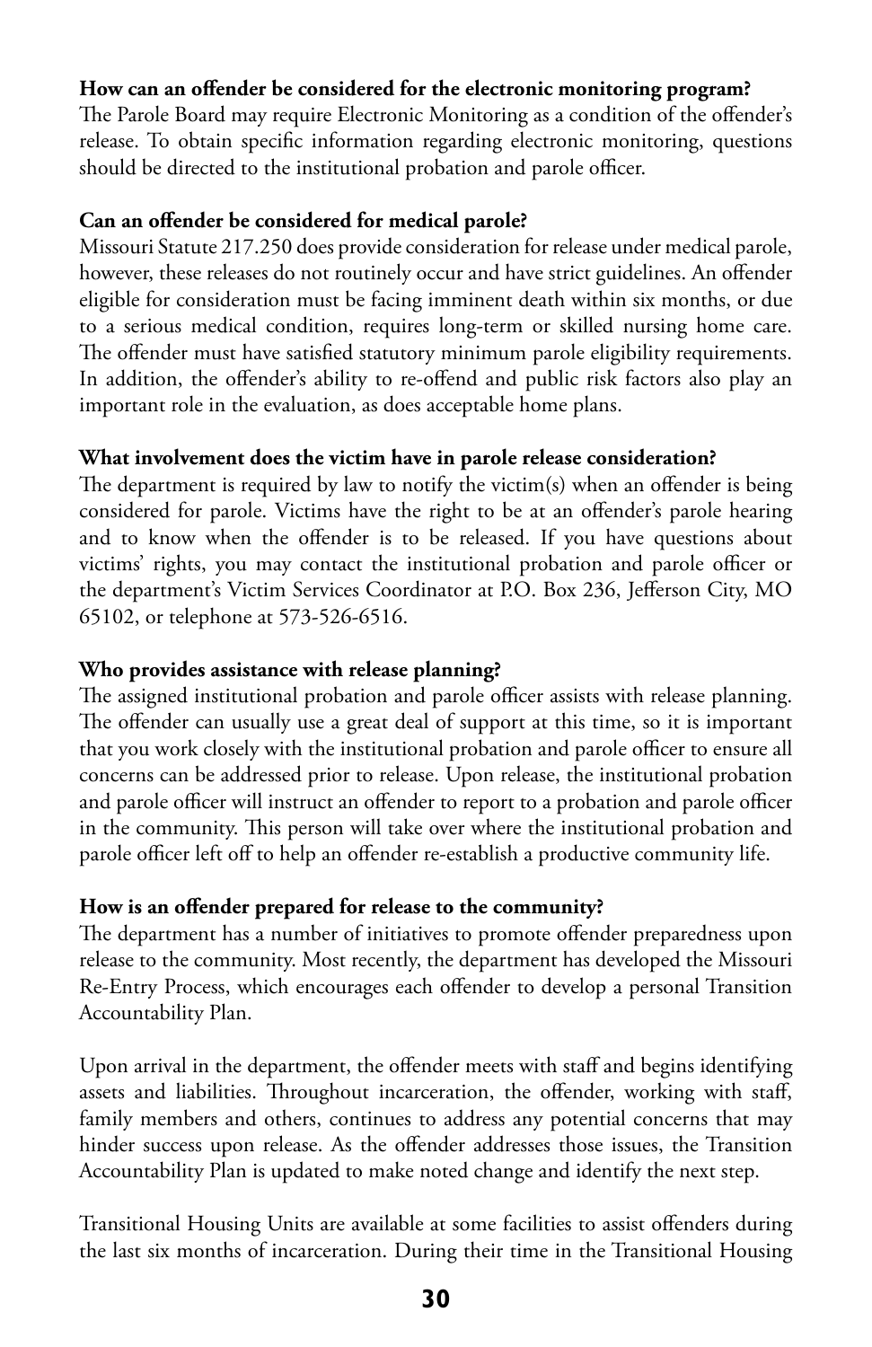**How can an offender be considered for the electronic monitoring program?**
The Parole Board may require Electronic Monitoring as a condition of the offender's release. To obtain specific information regarding electronic monitoring, questions should be directed to the institutional probation and parole officer.

**Can an offender be considered for medical parole?**
Missouri Statute 217.250 does provide consideration for release under medical parole, however, these releases do not routinely occur and have strict guidelines. An offender eligible for consideration must be facing imminent death within six months, or due to a serious medical condition, requires long-term or skilled nursing home care. The offender must have satisfied statutory minimum parole eligibility requirements. In addition, the offender's ability to re-offend and public risk factors also play an important role in the evaluation, as does acceptable home plans.

**What involvement does the victim have in parole release consideration?**
The department is required by law to notify the victim(s) when an offender is being considered for parole. Victims have the right to be at an offender's parole hearing and to know when the offender is to be released. If you have questions about victims' rights, you may contact the institutional probation and parole officer or the department's Victim Services Coordinator at P.O. Box 236, Jefferson City, MO 65102, or telephone at 573-526-6516.

**Who provides assistance with release planning?**
The assigned institutional probation and parole officer assists with release planning. The offender can usually use a great deal of support at this time, so it is important that you work closely with the institutional probation and parole officer to ensure all concerns can be addressed prior to release. Upon release, the institutional probation and parole officer will instruct an offender to report to a probation and parole officer in the community. This person will take over where the institutional probation and parole officer left off to help an offender re-establish a productive community life.

**How is an offender prepared for release to the community?**
The department has a number of initiatives to promote offender preparedness upon release to the community. Most recently, the department has developed the Missouri Re-Entry Process, which encourages each offender to develop a personal Transition Accountability Plan.

Upon arrival in the department, the offender meets with staff and begins identifying assets and liabilities. Throughout incarceration, the offender, working with staff, family members and others, continues to address any potential concerns that may hinder success upon release. As the offender addresses those issues, the Transition Accountability Plan is updated to make noted change and identify the next step.

Transitional Housing Units are available at some facilities to assist offenders during the last six months of incarceration. During their time in the Transitional Housing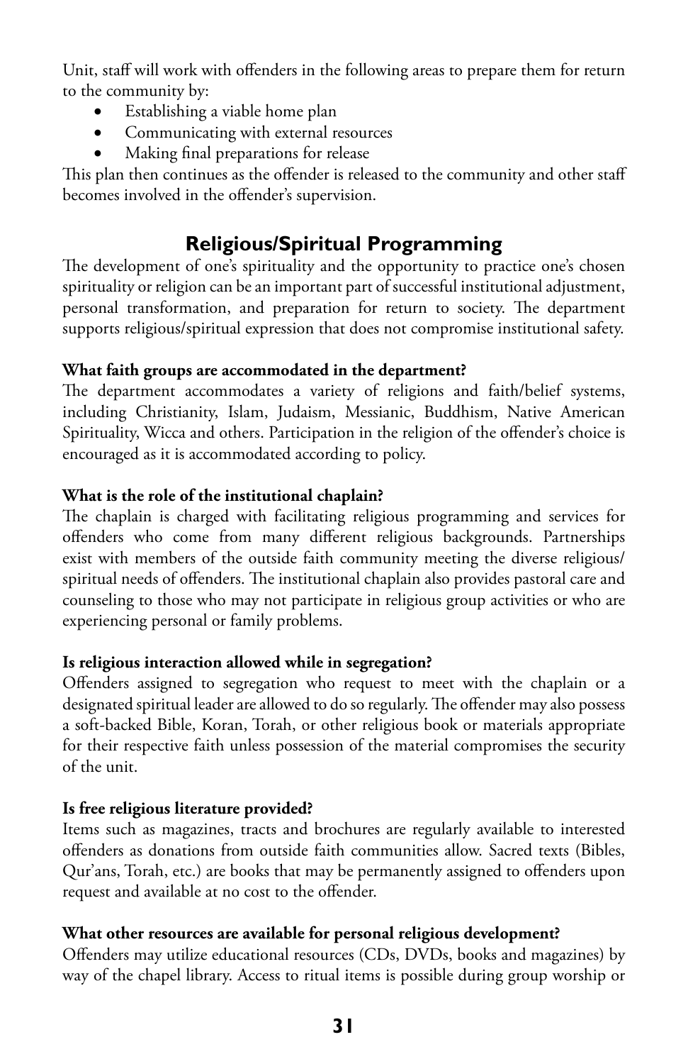Unit, staff will work with offenders in the following areas to prepare them for return to the community by:

- Establishing a viable home plan
- Communicating with external resources
- Making final preparations for release

This plan then continues as the offender is released to the community and other staff becomes involved in the offender's supervision.

## Religious/Spiritual Programming

The development of one's spirituality and the opportunity to practice one's chosen spirituality or religion can be an important part of successful institutional adjustment, personal transformation, and preparation for return to society. The department supports religious/spiritual expression that does not compromise institutional safety.

**What faith groups are accommodated in the department?**

The department accommodates a variety of religions and faith/belief systems, including Christianity, Islam, Judaism, Messianic, Buddhism, Native American Spirituality, Wicca and others. Participation in the religion of the offender's choice is encouraged as it is accommodated according to policy.

**What is the role of the institutional chaplain?**

The chaplain is charged with facilitating religious programming and services for offenders who come from many different religious backgrounds. Partnerships exist with members of the outside faith community meeting the diverse religious/spiritual needs of offenders. The institutional chaplain also provides pastoral care and counseling to those who may not participate in religious group activities or who are experiencing personal or family problems.

**Is religious interaction allowed while in segregation?**

Offenders assigned to segregation who request to meet with the chaplain or a designated spiritual leader are allowed to do so regularly. The offender may also possess a soft-backed Bible, Koran, Torah, or other religious book or materials appropriate for their respective faith unless possession of the material compromises the security of the unit.

**Is free religious literature provided?**

Items such as magazines, tracts and brochures are regularly available to interested offenders as donations from outside faith communities allow. Sacred texts (Bibles, Qur'ans, Torah, etc.) are books that may be permanently assigned to offenders upon request and available at no cost to the offender.

**What other resources are available for personal religious development?**

Offenders may utilize educational resources (CDs, DVDs, books and magazines) by way of the chapel library. Access to ritual items is possible during group worship or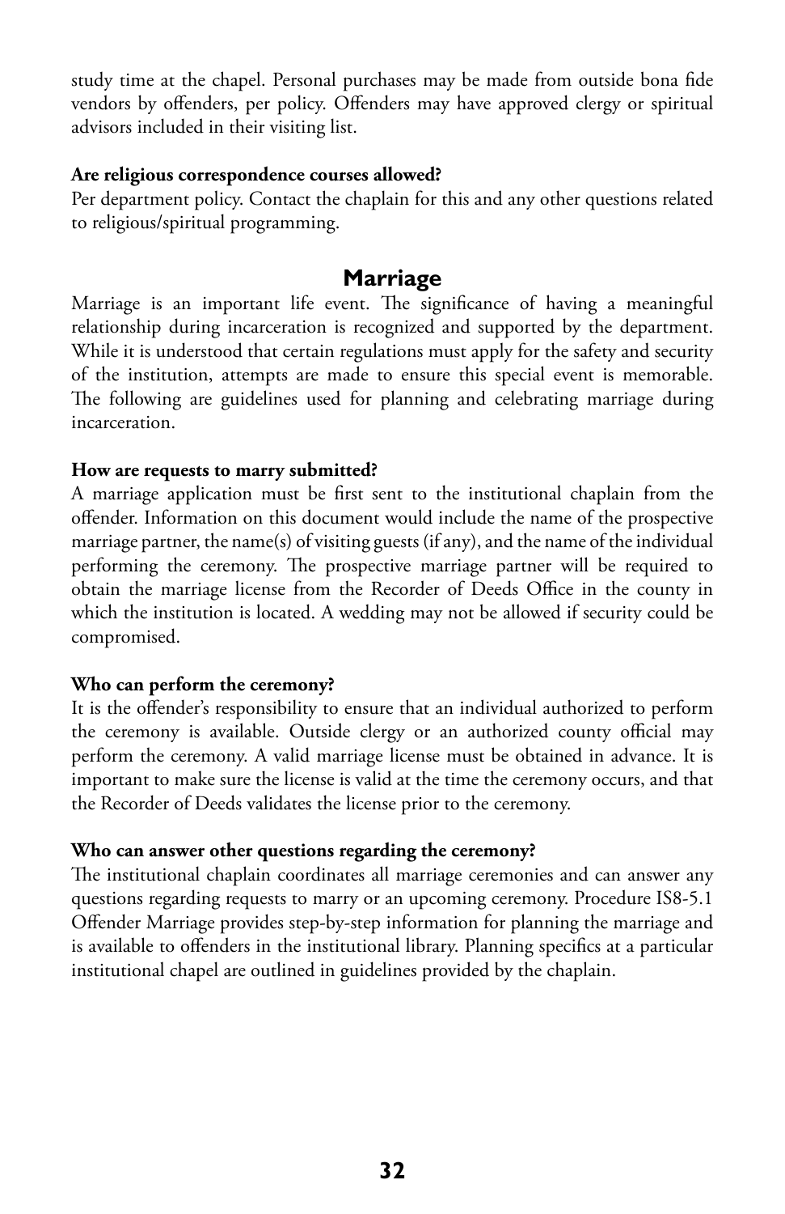study time at the chapel. Personal purchases may be made from outside bona fide vendors by offenders, per policy. Offenders may have approved clergy or spiritual advisors included in their visiting list.

**Are religious correspondence courses allowed?**

Per department policy. Contact the chaplain for this and any other questions related to religious/spiritual programming.

## Marriage

Marriage is an important life event. The significance of having a meaningful relationship during incarceration is recognized and supported by the department. While it is understood that certain regulations must apply for the safety and security of the institution, attempts are made to ensure this special event is memorable. The following are guidelines used for planning and celebrating marriage during incarceration.

**How are requests to marry submitted?**

A marriage application must be first sent to the institutional chaplain from the offender. Information on this document would include the name of the prospective marriage partner, the name(s) of visiting guests (if any), and the name of the individual performing the ceremony. The prospective marriage partner will be required to obtain the marriage license from the Recorder of Deeds Office in the county in which the institution is located. A wedding may not be allowed if security could be compromised.

**Who can perform the ceremony?**

It is the offender's responsibility to ensure that an individual authorized to perform the ceremony is available. Outside clergy or an authorized county official may perform the ceremony. A valid marriage license must be obtained in advance. It is important to make sure the license is valid at the time the ceremony occurs, and that the Recorder of Deeds validates the license prior to the ceremony.

**Who can answer other questions regarding the ceremony?**

The institutional chaplain coordinates all marriage ceremonies and can answer any questions regarding requests to marry or an upcoming ceremony. Procedure IS8-5.1 Offender Marriage provides step-by-step information for planning the marriage and is available to offenders in the institutional library. Planning specifics at a particular institutional chapel are outlined in guidelines provided by the chaplain.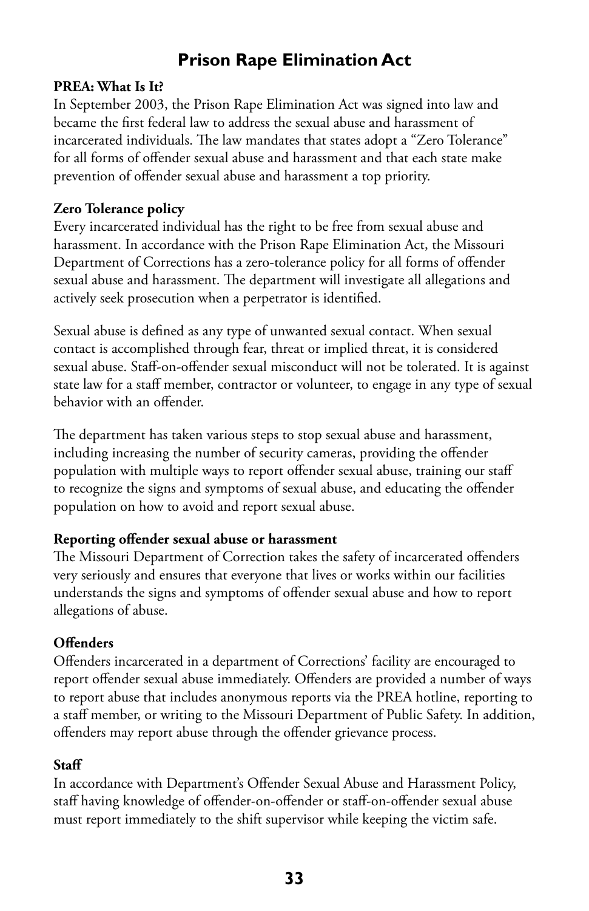# Prison Rape Elimination Act

**PREA: What Is It?**

In September 2003, the Prison Rape Elimination Act was signed into law and became the first federal law to address the sexual abuse and harassment of incarcerated individuals. The law mandates that states adopt a "Zero Tolerance" for all forms of offender sexual abuse and harassment and that each state make prevention of offender sexual abuse and harassment a top priority.

**Zero Tolerance policy**

Every incarcerated individual has the right to be free from sexual abuse and harassment. In accordance with the Prison Rape Elimination Act, the Missouri Department of Corrections has a zero-tolerance policy for all forms of offender sexual abuse and harassment. The department will investigate all allegations and actively seek prosecution when a perpetrator is identified.

Sexual abuse is defined as any type of unwanted sexual contact. When sexual contact is accomplished through fear, threat or implied threat, it is considered sexual abuse. Staff-on-offender sexual misconduct will not be tolerated. It is against state law for a staff member, contractor or volunteer, to engage in any type of sexual behavior with an offender.

The department has taken various steps to stop sexual abuse and harassment, including increasing the number of security cameras, providing the offender population with multiple ways to report offender sexual abuse, training our staff to recognize the signs and symptoms of sexual abuse, and educating the offender population on how to avoid and report sexual abuse.

**Reporting offender sexual abuse or harassment**

The Missouri Department of Correction takes the safety of incarcerated offenders very seriously and ensures that everyone that lives or works within our facilities understands the signs and symptoms of offender sexual abuse and how to report allegations of abuse.

**Offenders**

Offenders incarcerated in a department of Corrections' facility are encouraged to report offender sexual abuse immediately. Offenders are provided a number of ways to report abuse that includes anonymous reports via the PREA hotline, reporting to a staff member, or writing to the Missouri Department of Public Safety. In addition, offenders may report abuse through the offender grievance process.

**Staff**

In accordance with Department's Offender Sexual Abuse and Harassment Policy, staff having knowledge of offender-on-offender or staff-on-offender sexual abuse must report immediately to the shift supervisor while keeping the victim safe.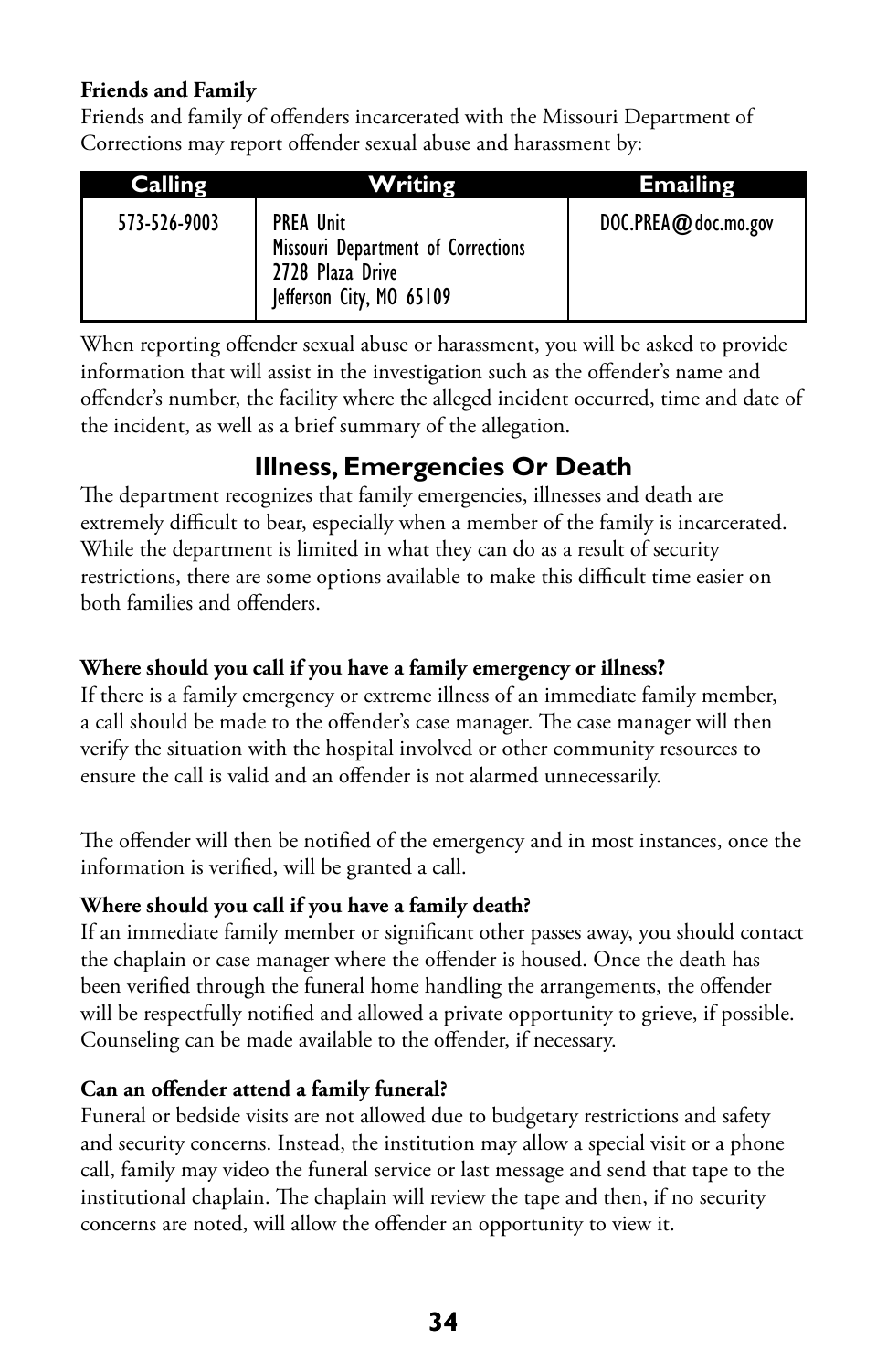**Friends and Family**

Friends and family of offenders incarcerated with the Missouri Department of Corrections may report offender sexual abuse and harassment by:

| Calling | Writing | Emailing |
|---|---|---|
| 573-526-9003 | PREA Unit<br>Missouri Department of Corrections<br>2728 Plaza Drive<br>Jefferson City, MO 65109 | DOC.PREA@doc.mo.gov |

When reporting offender sexual abuse or harassment, you will be asked to provide information that will assist in the investigation such as the offender's name and offender's number, the facility where the alleged incident occurred, time and date of the incident, as well as a brief summary of the allegation.

## Illness, Emergencies Or Death

The department recognizes that family emergencies, illnesses and death are extremely difficult to bear, especially when a member of the family is incarcerated. While the department is limited in what they can do as a result of security restrictions, there are some options available to make this difficult time easier on both families and offenders.

**Where should you call if you have a family emergency or illness?**

If there is a family emergency or extreme illness of an immediate family member, a call should be made to the offender's case manager. The case manager will then verify the situation with the hospital involved or other community resources to ensure the call is valid and an offender is not alarmed unnecessarily.

The offender will then be notified of the emergency and in most instances, once the information is verified, will be granted a call.

**Where should you call if you have a family death?**

If an immediate family member or significant other passes away, you should contact the chaplain or case manager where the offender is housed. Once the death has been verified through the funeral home handling the arrangements, the offender will be respectfully notified and allowed a private opportunity to grieve, if possible. Counseling can be made available to the offender, if necessary.

**Can an offender attend a family funeral?**

Funeral or bedside visits are not allowed due to budgetary restrictions and safety and security concerns. Instead, the institution may allow a special visit or a phone call, family may video the funeral service or last message and send that tape to the institutional chaplain. The chaplain will review the tape and then, if no security concerns are noted, will allow the offender an opportunity to view it.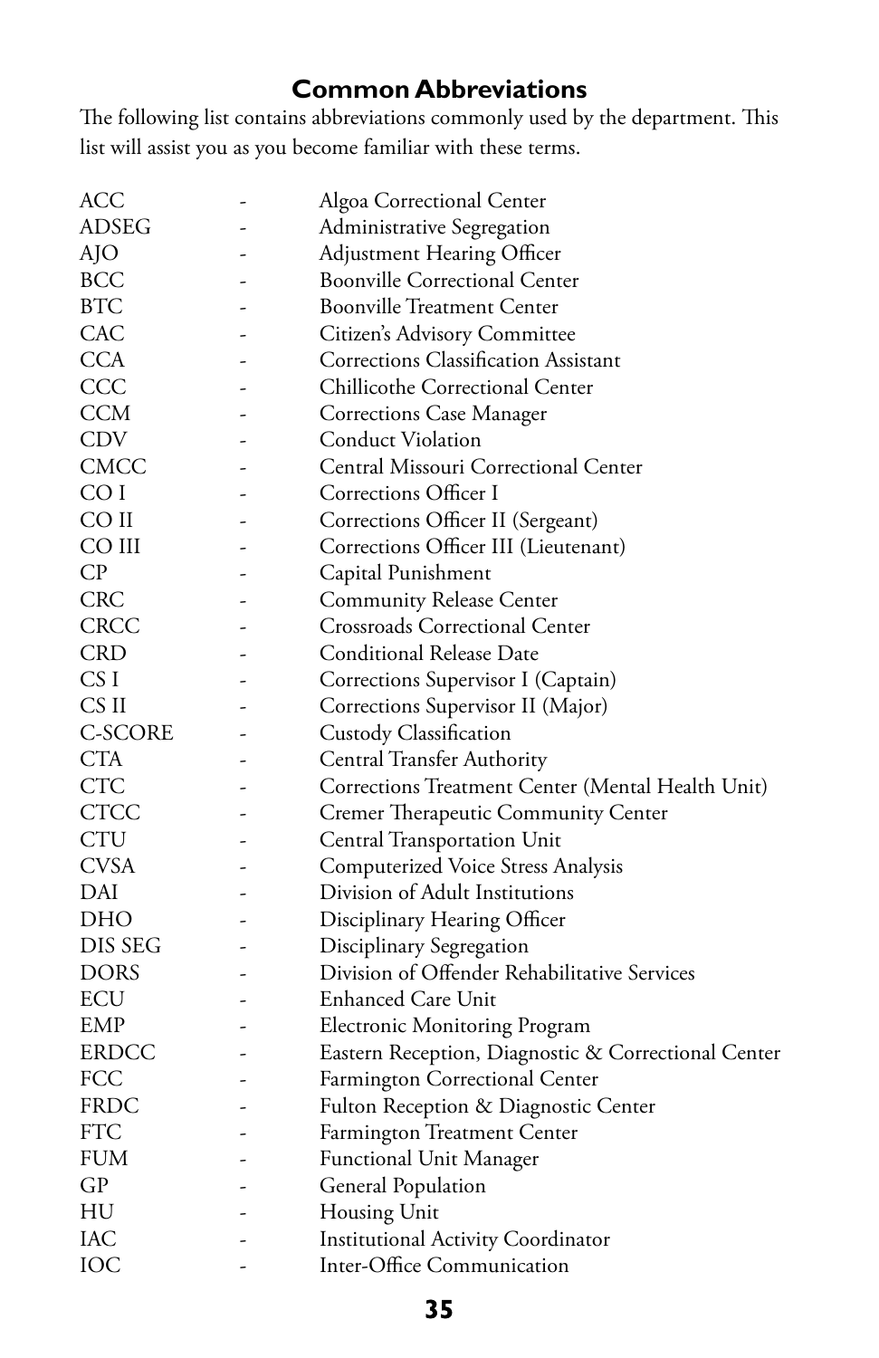## Common Abbreviations

The following list contains abbreviations commonly used by the department. This list will assist you as you become familiar with these terms.

| | | |
|---|---|---|
| ACC | - | Algoa Correctional Center |
| ADSEG | - | Administrative Segregation |
| AJO | - | Adjustment Hearing Officer |
| BCC | - | Boonville Correctional Center |
| BTC | - | Boonville Treatment Center |
| CAC | - | Citizen's Advisory Committee |
| CCA | - | Corrections Classification Assistant |
| CCC | - | Chillicothe Correctional Center |
| CCM | - | Corrections Case Manager |
| CDV | - | Conduct Violation |
| CMCC | - | Central Missouri Correctional Center |
| CO I | - | Corrections Officer I |
| CO II | - | Corrections Officer II (Sergeant) |
| CO III | - | Corrections Officer III (Lieutenant) |
| CP | - | Capital Punishment |
| CRC | - | Community Release Center |
| CRCC | - | Crossroads Correctional Center |
| CRD | - | Conditional Release Date |
| CS I | - | Corrections Supervisor I (Captain) |
| CS II | - | Corrections Supervisor II (Major) |
| C-SCORE | - | Custody Classification |
| CTA | - | Central Transfer Authority |
| CTC | - | Corrections Treatment Center (Mental Health Unit) |
| CTCC | - | Cremer Therapeutic Community Center |
| CTU | - | Central Transportation Unit |
| CVSA | - | Computerized Voice Stress Analysis |
| DAI | - | Division of Adult Institutions |
| DHO | - | Disciplinary Hearing Officer |
| DIS SEG | - | Disciplinary Segregation |
| DORS | - | Division of Offender Rehabilitative Services |
| ECU | - | Enhanced Care Unit |
| EMP | - | Electronic Monitoring Program |
| ERDCC | - | Eastern Reception, Diagnostic & Correctional Center |
| FCC | - | Farmington Correctional Center |
| FRDC | - | Fulton Reception & Diagnostic Center |
| FTC | - | Farmington Treatment Center |
| FUM | - | Functional Unit Manager |
| GP | - | General Population |
| HU | - | Housing Unit |
| IAC | - | Institutional Activity Coordinator |
| IOC | - | Inter-Office Communication |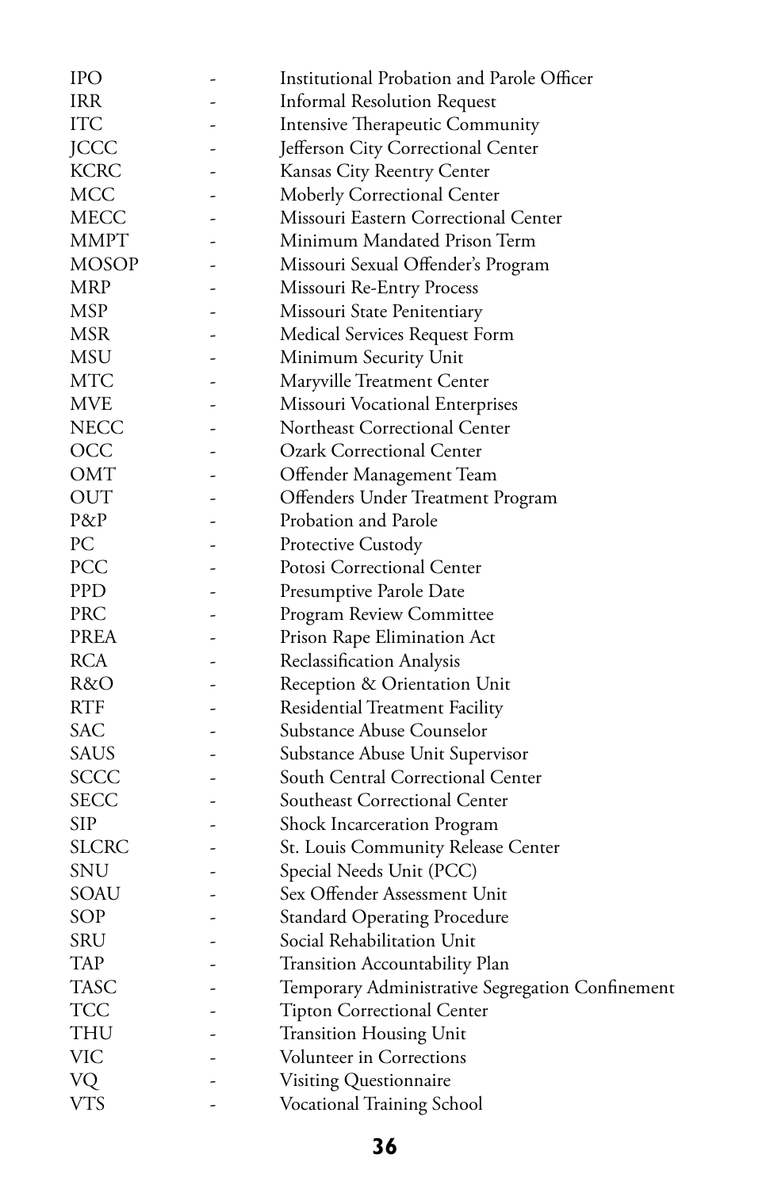IPO - Institutional Probation and Parole Officer
IRR - Informal Resolution Request
ITC - Intensive Therapeutic Community
JCCC - Jefferson City Correctional Center
KCRC - Kansas City Reentry Center
MCC - Moberly Correctional Center
MECC - Missouri Eastern Correctional Center
MMPT - Minimum Mandated Prison Term
MOSOP - Missouri Sexual Offender's Program
MRP - Missouri Re-Entry Process
MSP - Missouri State Penitentiary
MSR - Medical Services Request Form
MSU - Minimum Security Unit
MTC - Maryville Treatment Center
MVE - Missouri Vocational Enterprises
NECC - Northeast Correctional Center
OCC - Ozark Correctional Center
OMT - Offender Management Team
OUT - Offenders Under Treatment Program
P&P - Probation and Parole
PC - Protective Custody
PCC - Potosi Correctional Center
PPD - Presumptive Parole Date
PRC - Program Review Committee
PREA - Prison Rape Elimination Act
RCA - Reclassification Analysis
R&O - Reception & Orientation Unit
RTF - Residential Treatment Facility
SAC - Substance Abuse Counselor
SAUS - Substance Abuse Unit Supervisor
SCCC - South Central Correctional Center
SECC - Southeast Correctional Center
SIP - Shock Incarceration Program
SLCRC - St. Louis Community Release Center
SNU - Special Needs Unit (PCC)
SOAU - Sex Offender Assessment Unit
SOP - Standard Operating Procedure
SRU - Social Rehabilitation Unit
TAP - Transition Accountability Plan
TASC - Temporary Administrative Segregation Confinement
TCC - Tipton Correctional Center
THU - Transition Housing Unit
VIC - Volunteer in Corrections
VQ - Visiting Questionnaire
VTS - Vocational Training School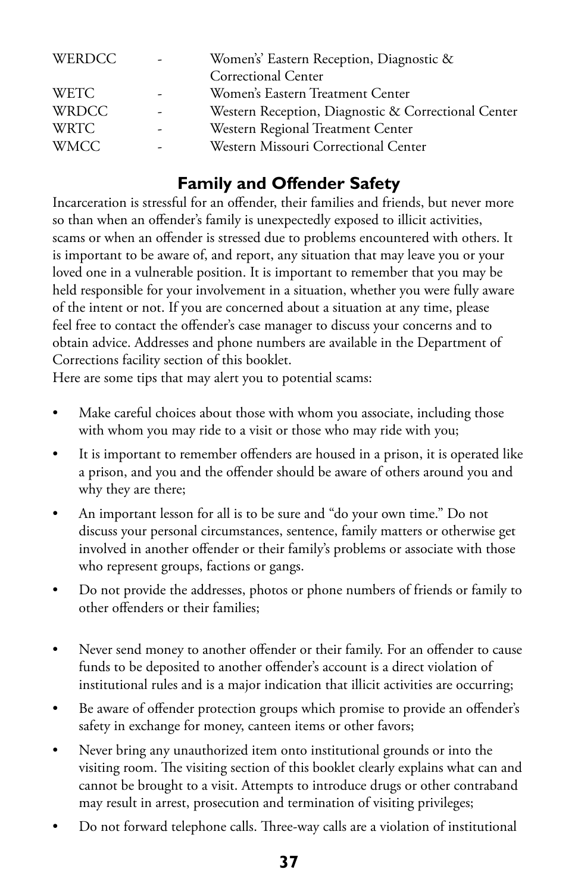| | | |
|---|---|---|
| WERDCC | - | Womens' Eastern Reception, Diagnostic & Correctional Center |
| WETC | - | Women's Eastern Treatment Center |
| WRDCC | - | Western Reception, Diagnostic & Correctional Center |
| WRTC | - | Western Regional Treatment Center |
| WMCC | - | Western Missouri Correctional Center |

## Family and Offender Safety

Incarceration is stressful for an offender, their families and friends, but never more so than when an offender's family is unexpectedly exposed to illicit activities, scams or when an offender is stressed due to problems encountered with others. It is important to be aware of, and report, any situation that may leave you or your loved one in a vulnerable position. It is important to remember that you may be held responsible for your involvement in a situation, whether you were fully aware of the intent or not. If you are concerned about a situation at any time, please feel free to contact the offender's case manager to discuss your concerns and to obtain advice. Addresses and phone numbers are available in the Department of Corrections facility section of this booklet.

Here are some tips that may alert you to potential scams:

- Make careful choices about those with whom you associate, including those with whom you may ride to a visit or those who may ride with you;
- It is important to remember offenders are housed in a prison, it is operated like a prison, and you and the offender should be aware of others around you and why they are there;
- An important lesson for all is to be sure and "do your own time." Do not discuss your personal circumstances, sentence, family matters or otherwise get involved in another offender or their family's problems or associate with those who represent groups, factions or gangs.
- Do not provide the addresses, photos or phone numbers of friends or family to other offenders or their families;
- Never send money to another offender or their family. For an offender to cause funds to be deposited to another offender's account is a direct violation of institutional rules and is a major indication that illicit activities are occurring;
- Be aware of offender protection groups which promise to provide an offender's safety in exchange for money, canteen items or other favors;
- Never bring any unauthorized item onto institutional grounds or into the visiting room. The visiting section of this booklet clearly explains what can and cannot be brought to a visit. Attempts to introduce drugs or other contraband may result in arrest, prosecution and termination of visiting privileges;
- Do not forward telephone calls. Three-way calls are a violation of institutional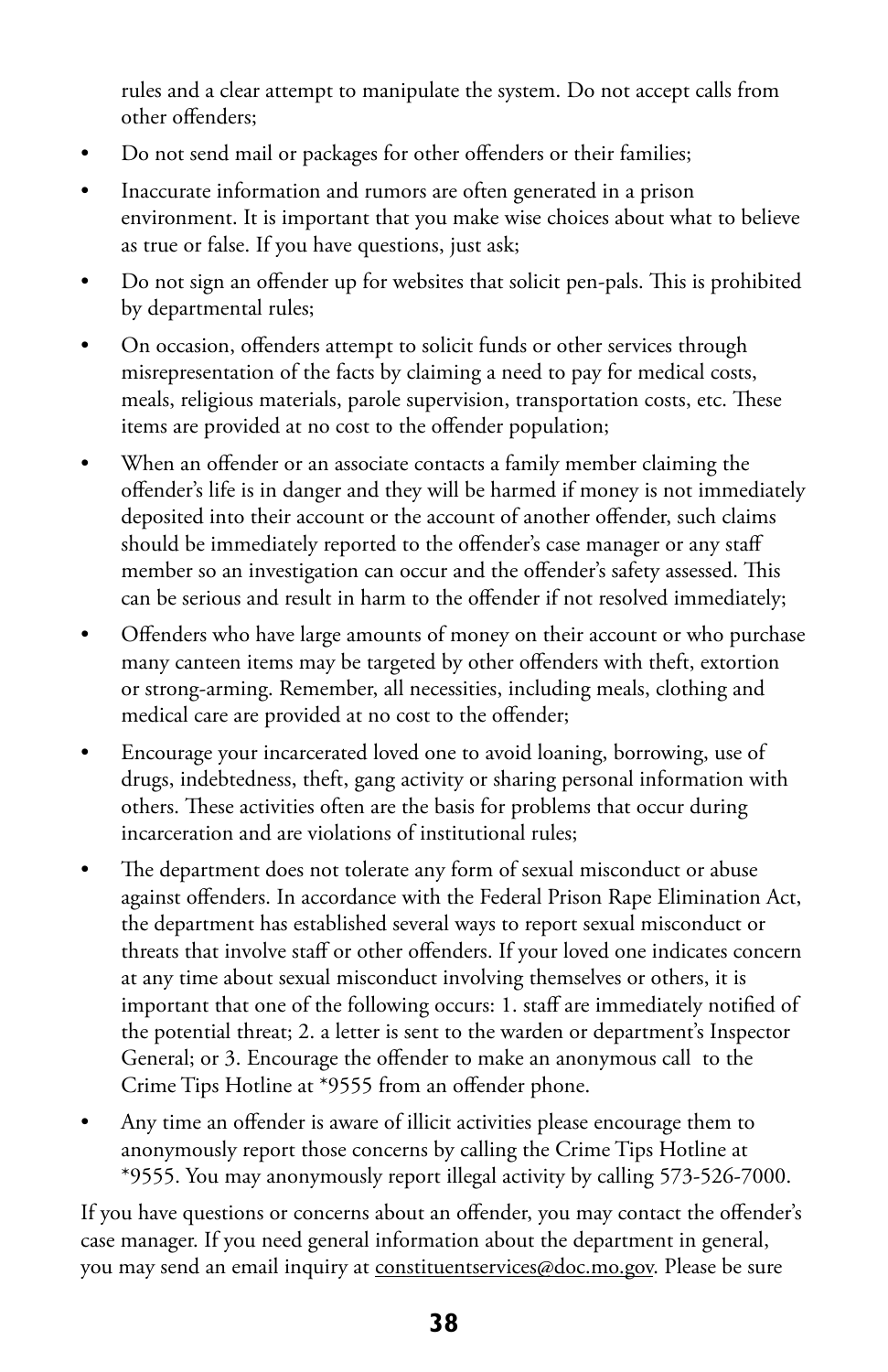rules and a clear attempt to manipulate the system. Do not accept calls from other offenders;

- Do not send mail or packages for other offenders or their families;
- Inaccurate information and rumors are often generated in a prison environment. It is important that you make wise choices about what to believe as true or false. If you have questions, just ask;
- Do not sign an offender up for websites that solicit pen-pals. This is prohibited by departmental rules;
- On occasion, offenders attempt to solicit funds or other services through misrepresentation of the facts by claiming a need to pay for medical costs, meals, religious materials, parole supervision, transportation costs, etc. These items are provided at no cost to the offender population;
- When an offender or an associate contacts a family member claiming the offender's life is in danger and they will be harmed if money is not immediately deposited into their account or the account of another offender, such claims should be immediately reported to the offender's case manager or any staff member so an investigation can occur and the offender's safety assessed. This can be serious and result in harm to the offender if not resolved immediately;
- Offenders who have large amounts of money on their account or who purchase many canteen items may be targeted by other offenders with theft, extortion or strong-arming. Remember, all necessities, including meals, clothing and medical care are provided at no cost to the offender;
- Encourage your incarcerated loved one to avoid loaning, borrowing, use of drugs, indebtedness, theft, gang activity or sharing personal information with others. These activities often are the basis for problems that occur during incarceration and are violations of institutional rules;
- The department does not tolerate any form of sexual misconduct or abuse against offenders. In accordance with the Federal Prison Rape Elimination Act, the department has established several ways to report sexual misconduct or threats that involve staff or other offenders. If your loved one indicates concern at any time about sexual misconduct involving themselves or others, it is important that one of the following occurs: 1. staff are immediately notified of the potential threat; 2. a letter is sent to the warden or department's Inspector General; or 3. Encourage the offender to make an anonymous call to the Crime Tips Hotline at *9555 from an offender phone.
- Any time an offender is aware of illicit activities please encourage them to anonymously report those concerns by calling the Crime Tips Hotline at *9555. You may anonymously report illegal activity by calling 573-526-7000.

If you have questions or concerns about an offender, you may contact the offender's case manager. If you need general information about the department in general, you may send an email inquiry at constituentservices@doc.mo.gov. Please be sure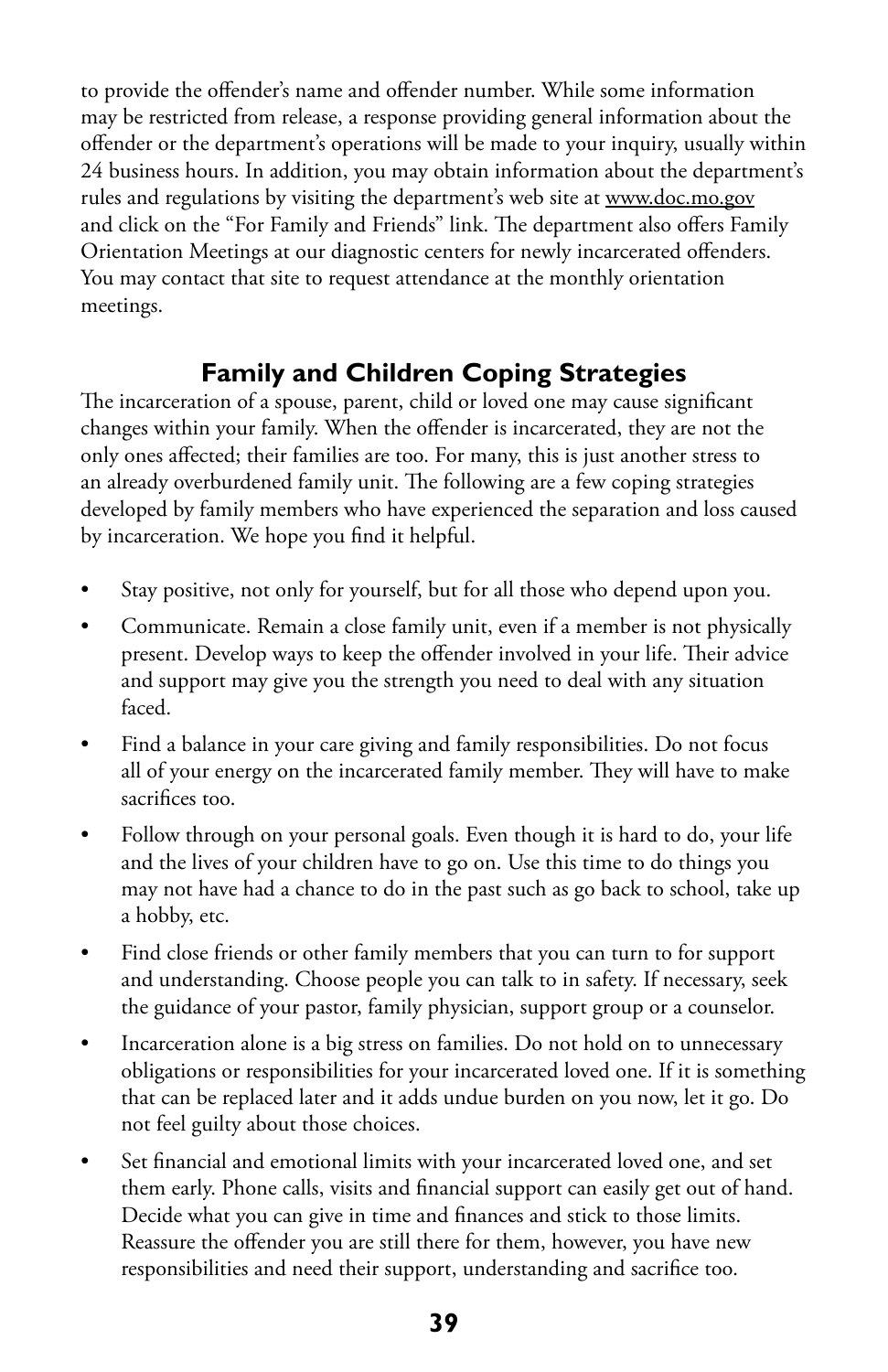to provide the offender's name and offender number. While some information may be restricted from release, a response providing general information about the offender or the department's operations will be made to your inquiry, usually within 24 business hours. In addition, you may obtain information about the department's rules and regulations by visiting the department's web site at www.doc.mo.gov and click on the "For Family and Friends" link. The department also offers Family Orientation Meetings at our diagnostic centers for newly incarcerated offenders. You may contact that site to request attendance at the monthly orientation meetings.

## Family and Children Coping Strategies

The incarceration of a spouse, parent, child or loved one may cause significant changes within your family. When the offender is incarcerated, they are not the only ones affected; their families are too. For many, this is just another stress to an already overburdened family unit. The following are a few coping strategies developed by family members who have experienced the separation and loss caused by incarceration. We hope you find it helpful.

- Stay positive, not only for yourself, but for all those who depend upon you.
- Communicate. Remain a close family unit, even if a member is not physically present. Develop ways to keep the offender involved in your life. Their advice and support may give you the strength you need to deal with any situation faced.
- Find a balance in your care giving and family responsibilities. Do not focus all of your energy on the incarcerated family member. They will have to make sacrifices too.
- Follow through on your personal goals. Even though it is hard to do, your life and the lives of your children have to go on. Use this time to do things you may not have had a chance to do in the past such as go back to school, take up a hobby, etc.
- Find close friends or other family members that you can turn to for support and understanding. Choose people you can talk to in safety. If necessary, seek the guidance of your pastor, family physician, support group or a counselor.
- Incarceration alone is a big stress on families. Do not hold on to unnecessary obligations or responsibilities for your incarcerated loved one. If it is something that can be replaced later and it adds undue burden on you now, let it go. Do not feel guilty about those choices.
- Set financial and emotional limits with your incarcerated loved one, and set them early. Phone calls, visits and financial support can easily get out of hand. Decide what you can give in time and finances and stick to those limits. Reassure the offender you are still there for them, however, you have new responsibilities and need their support, understanding and sacrifice too.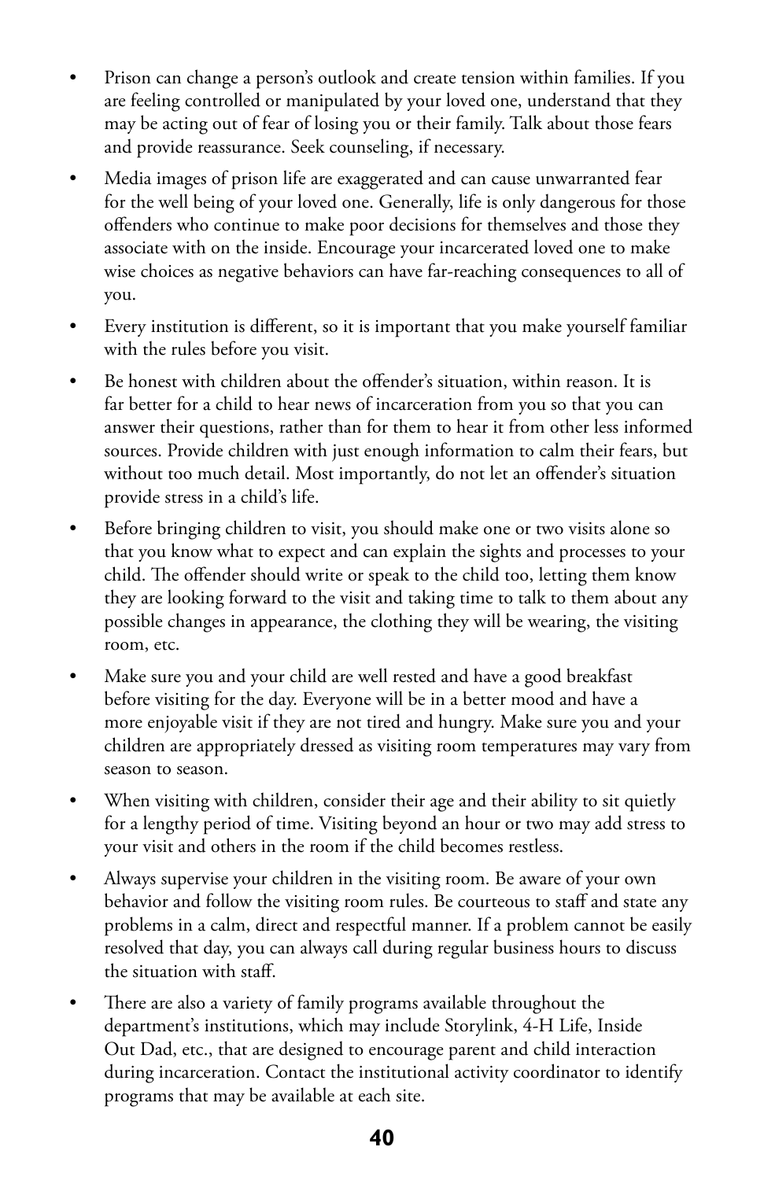- Prison can change a person's outlook and create tension within families. If you are feeling controlled or manipulated by your loved one, understand that they may be acting out of fear of losing you or their family. Talk about those fears and provide reassurance. Seek counseling, if necessary.
- Media images of prison life are exaggerated and can cause unwarranted fear for the well being of your loved one. Generally, life is only dangerous for those offenders who continue to make poor decisions for themselves and those they associate with on the inside. Encourage your incarcerated loved one to make wise choices as negative behaviors can have far-reaching consequences to all of you.
- Every institution is different, so it is important that you make yourself familiar with the rules before you visit.
- Be honest with children about the offender's situation, within reason. It is far better for a child to hear news of incarceration from you so that you can answer their questions, rather than for them to hear it from other less informed sources. Provide children with just enough information to calm their fears, but without too much detail. Most importantly, do not let an offender's situation provide stress in a child's life.
- Before bringing children to visit, you should make one or two visits alone so that you know what to expect and can explain the sights and processes to your child. The offender should write or speak to the child too, letting them know they are looking forward to the visit and taking time to talk to them about any possible changes in appearance, the clothing they will be wearing, the visiting room, etc.
- Make sure you and your child are well rested and have a good breakfast before visiting for the day. Everyone will be in a better mood and have a more enjoyable visit if they are not tired and hungry. Make sure you and your children are appropriately dressed as visiting room temperatures may vary from season to season.
- When visiting with children, consider their age and their ability to sit quietly for a lengthy period of time. Visiting beyond an hour or two may add stress to your visit and others in the room if the child becomes restless.
- Always supervise your children in the visiting room. Be aware of your own behavior and follow the visiting room rules. Be courteous to staff and state any problems in a calm, direct and respectful manner. If a problem cannot be easily resolved that day, you can always call during regular business hours to discuss the situation with staff.
- There are also a variety of family programs available throughout the department's institutions, which may include Storylink, 4-H Life, Inside Out Dad, etc., that are designed to encourage parent and child interaction during incarceration. Contact the institutional activity coordinator to identify programs that may be available at each site.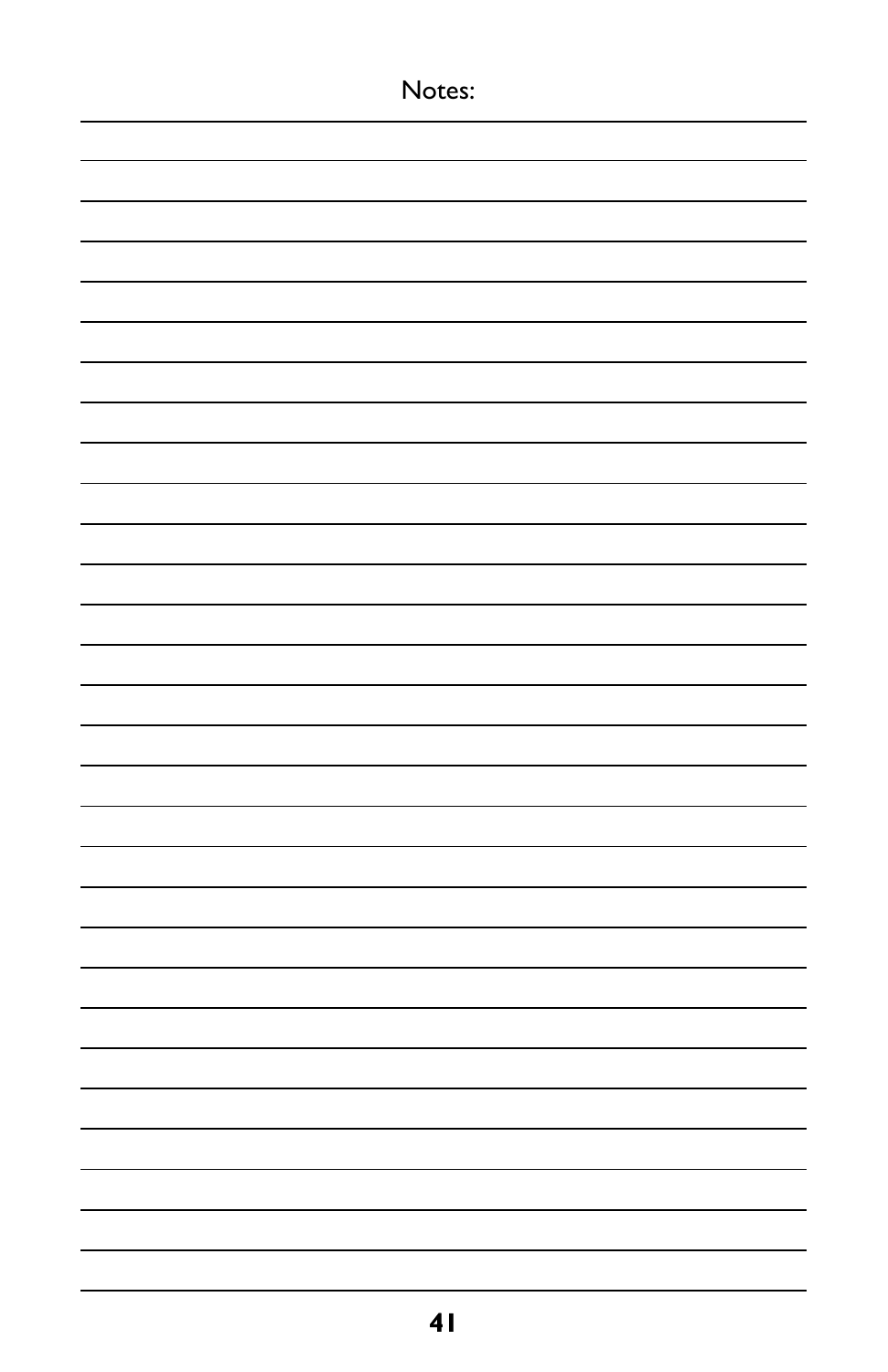Notes: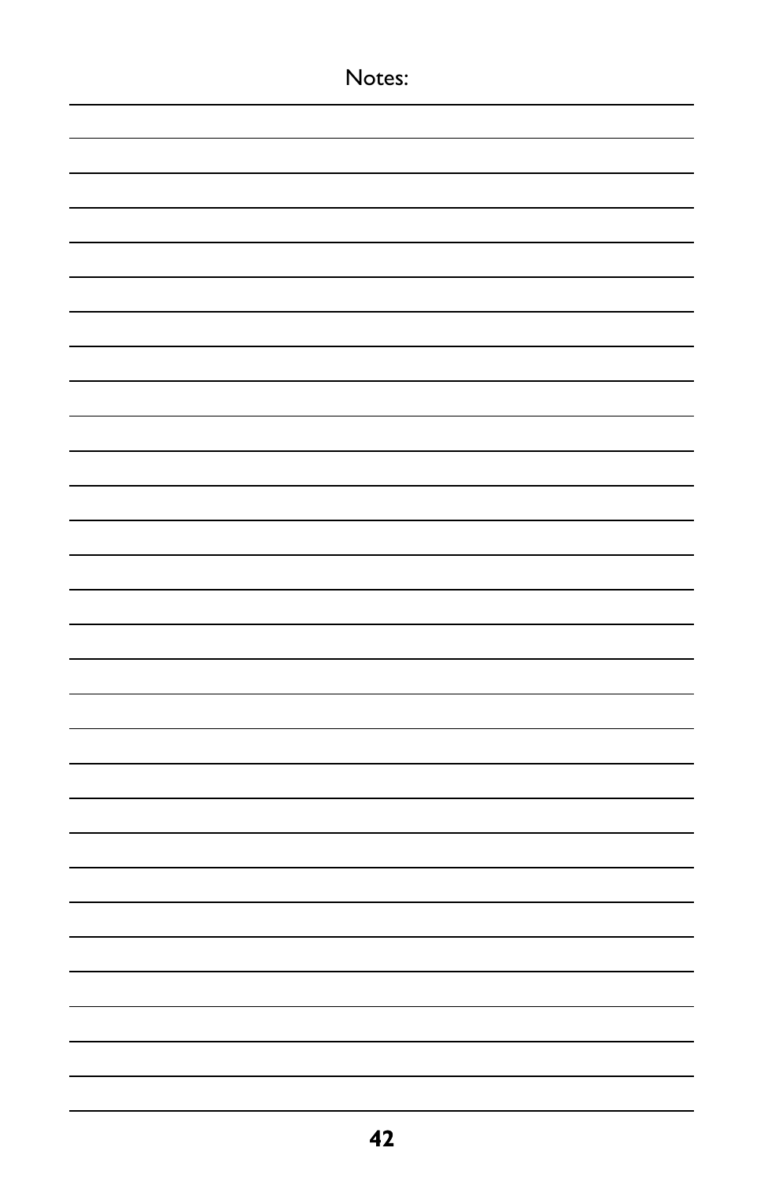Notes: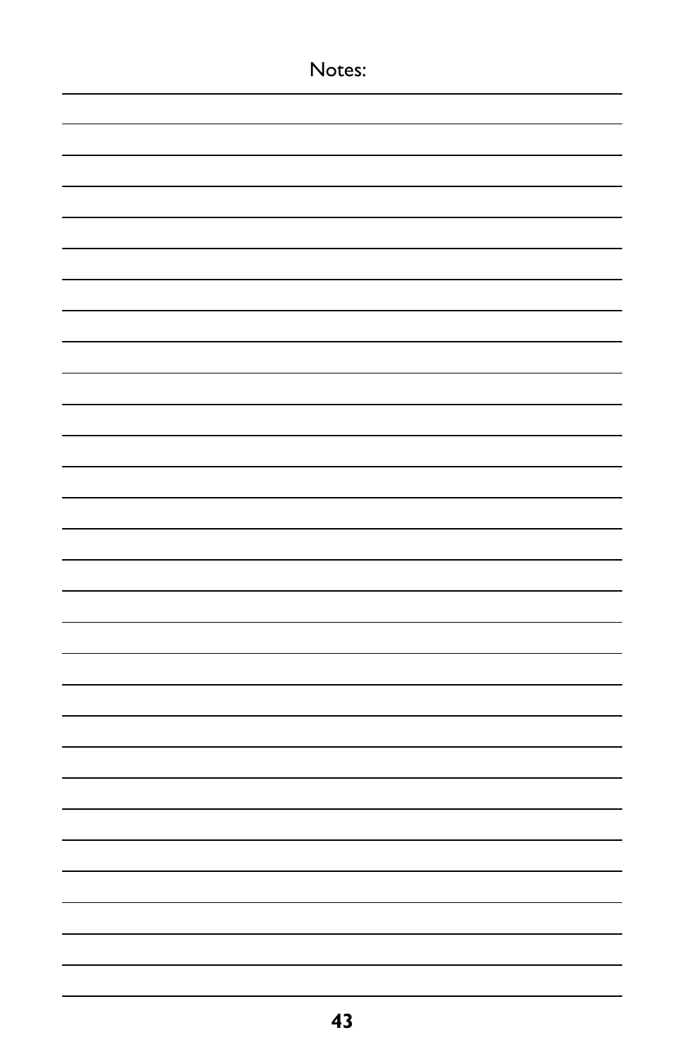Notes: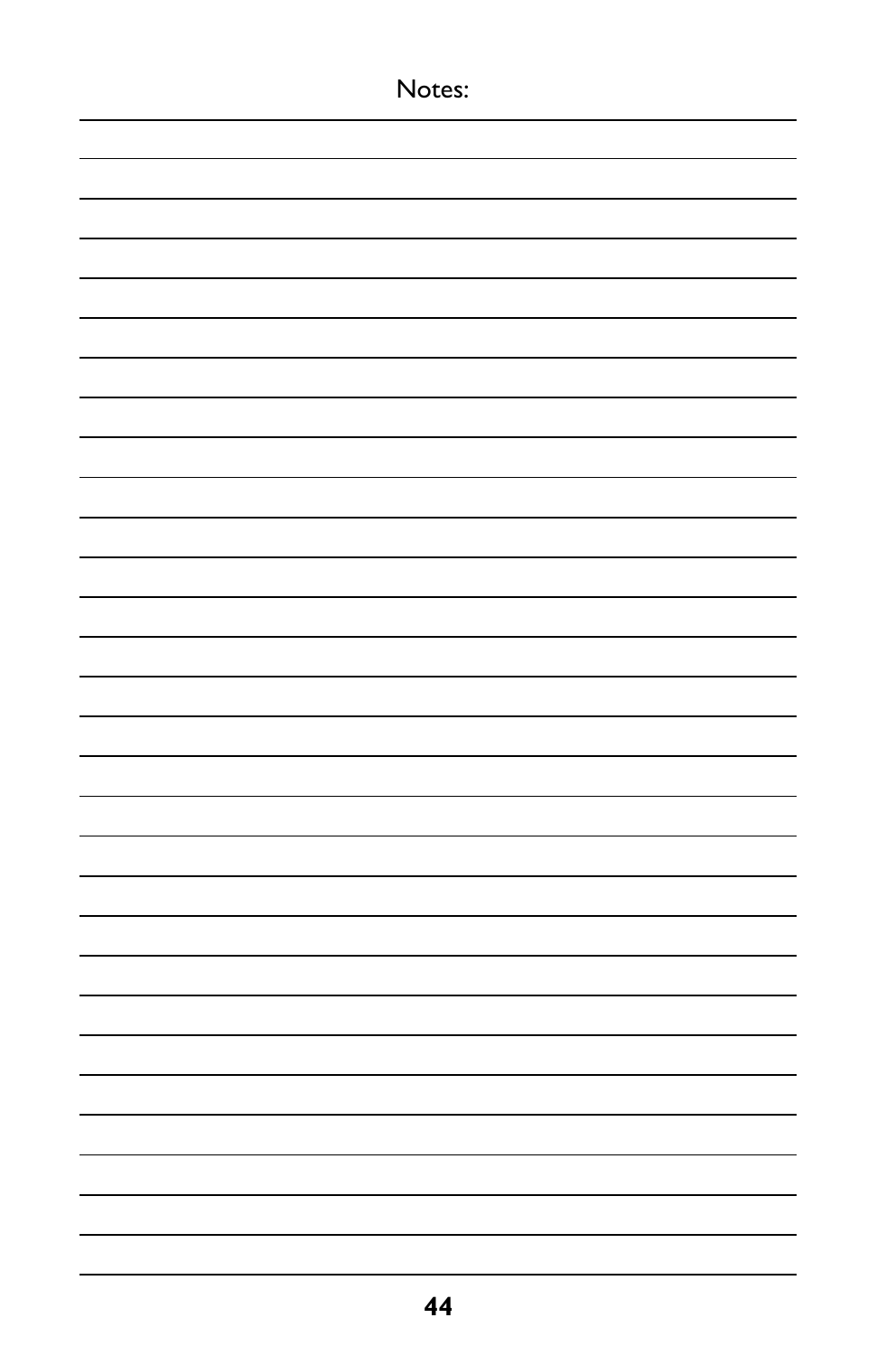Notes: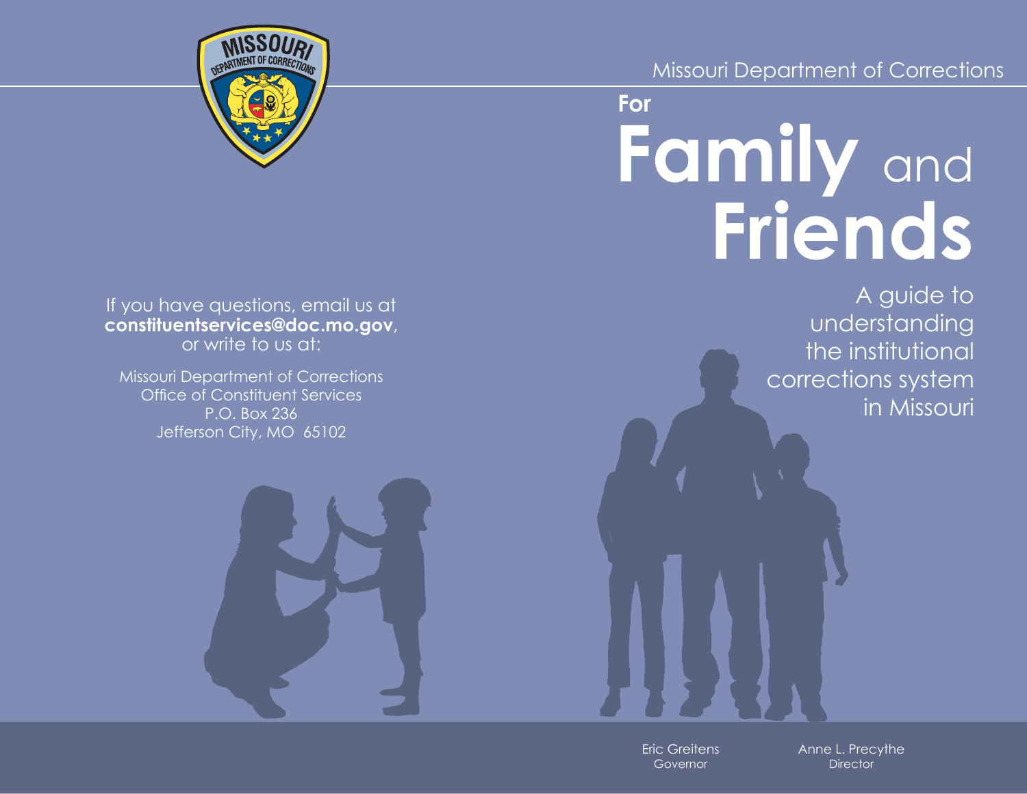Missouri Department of Corrections

# For Family and Friends

A guide to understanding the institutional corrections system in Missouri

If you have questions, email us at **constituentservices@doc.mo.gov**, or write to us at:

Missouri Department of Corrections
Office of Constituent Services
P.O. Box 236
Jefferson City, MO 65102

Eric Greitens
Governor

Anne L. Precythe
Director